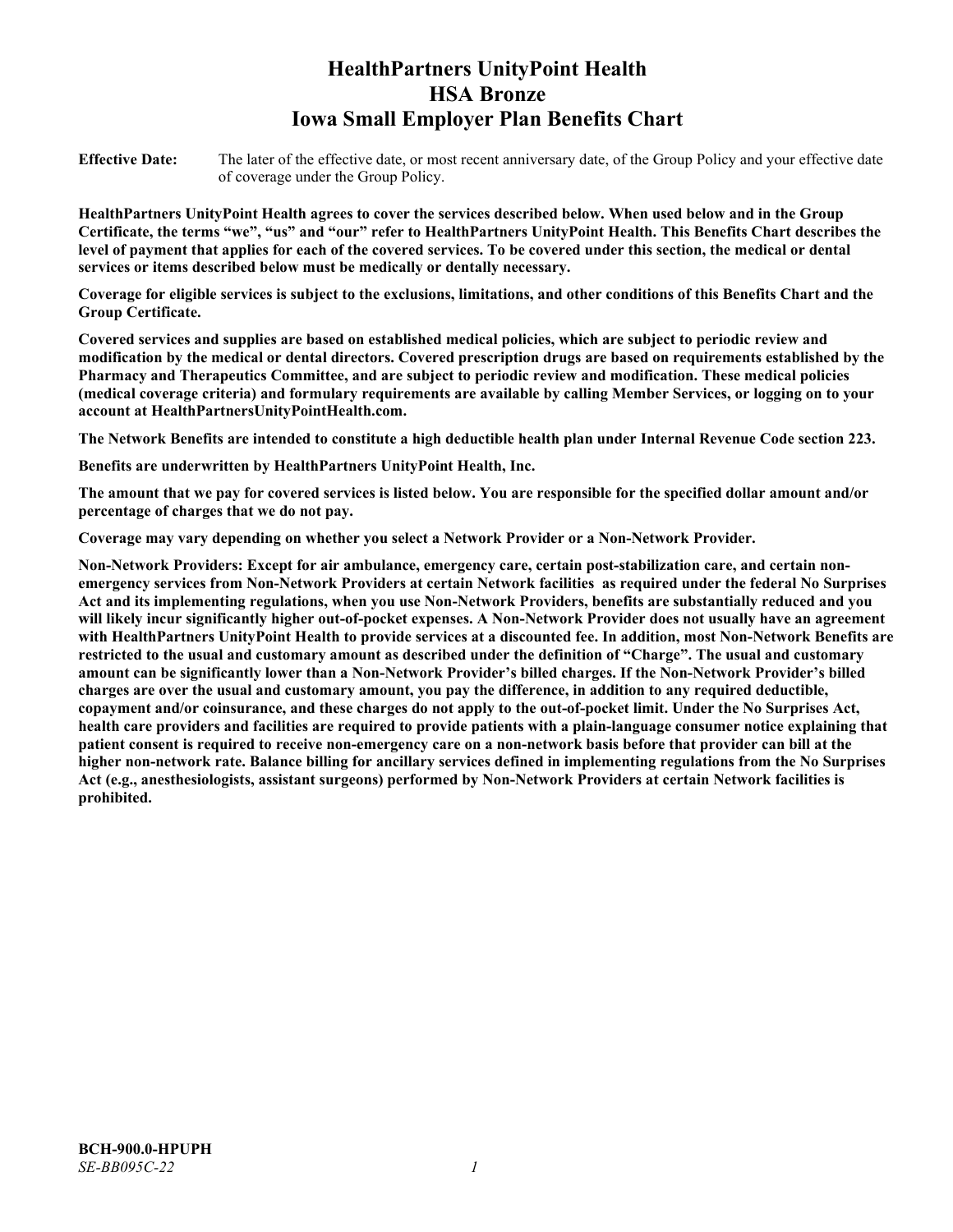# HealthPartners UnityPoint Health
# HSA Bronze
# Iowa Small Employer Plan Benefits Chart

**Effective Date:** The later of the effective date, or most recent anniversary date, of the Group Policy and your effective date of coverage under the Group Policy.

**HealthPartners UnityPoint Health agrees to cover the services described below. When used below and in the Group Certificate, the terms "we", "us" and "our" refer to HealthPartners UnityPoint Health. This Benefits Chart describes the level of payment that applies for each of the covered services. To be covered under this section, the medical or dental services or items described below must be medically or dentally necessary.**

**Coverage for eligible services is subject to the exclusions, limitations, and other conditions of this Benefits Chart and the Group Certificate.**

**Covered services and supplies are based on established medical policies, which are subject to periodic review and modification by the medical or dental directors. Covered prescription drugs are based on requirements established by the Pharmacy and Therapeutics Committee, and are subject to periodic review and modification. These medical policies (medical coverage criteria) and formulary requirements are available by calling Member Services, or logging on to your account at HealthPartnersUnityPointHealth.com.**

**The Network Benefits are intended to constitute a high deductible health plan under Internal Revenue Code section 223.**

**Benefits are underwritten by HealthPartners UnityPoint Health, Inc.**

**The amount that we pay for covered services is listed below. You are responsible for the specified dollar amount and/or percentage of charges that we do not pay.**

**Coverage may vary depending on whether you select a Network Provider or a Non-Network Provider.**

**Non-Network Providers: Except for air ambulance, emergency care, certain post-stabilization care, and certain non-emergency services from Non-Network Providers at certain Network facilities as required under the federal No Surprises Act and its implementing regulations, when you use Non-Network Providers, benefits are substantially reduced and you will likely incur significantly higher out-of-pocket expenses. A Non-Network Provider does not usually have an agreement with HealthPartners UnityPoint Health to provide services at a discounted fee. In addition, most Non-Network Benefits are restricted to the usual and customary amount as described under the definition of "Charge". The usual and customary amount can be significantly lower than a Non-Network Provider's billed charges. If the Non-Network Provider's billed charges are over the usual and customary amount, you pay the difference, in addition to any required deductible, copayment and/or coinsurance, and these charges do not apply to the out-of-pocket limit. Under the No Surprises Act, health care providers and facilities are required to provide patients with a plain-language consumer notice explaining that patient consent is required to receive non-emergency care on a non-network basis before that provider can bill at the higher non-network rate. Balance billing for ancillary services defined in implementing regulations from the No Surprises Act (e.g., anesthesiologists, assistant surgeons) performed by Non-Network Providers at certain Network facilities is prohibited.**

**BCH-900.0-HPUPH**
*SE-BB095C-22*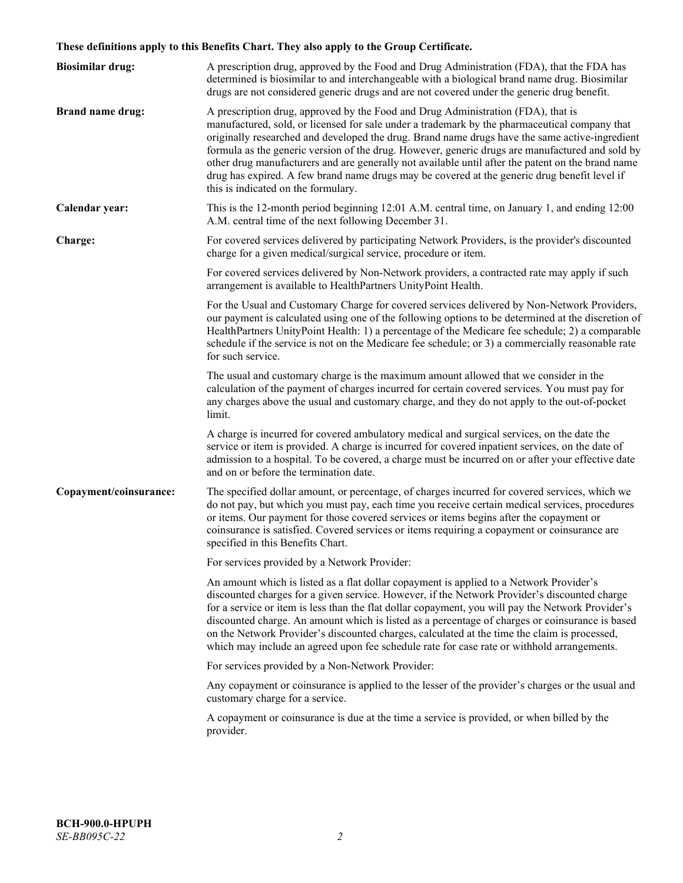**These definitions apply to this Benefits Chart. They also apply to the Group Certificate.**

**Biosimilar drug:** A prescription drug, approved by the Food and Drug Administration (FDA), that the FDA has determined is biosimilar to and interchangeable with a biological brand name drug. Biosimilar drugs are not considered generic drugs and are not covered under the generic drug benefit.

**Brand name drug:** A prescription drug, approved by the Food and Drug Administration (FDA), that is manufactured, sold, or licensed for sale under a trademark by the pharmaceutical company that originally researched and developed the drug. Brand name drugs have the same active-ingredient formula as the generic version of the drug. However, generic drugs are manufactured and sold by other drug manufacturers and are generally not available until after the patent on the brand name drug has expired. A few brand name drugs may be covered at the generic drug benefit level if this is indicated on the formulary.

**Calendar year:** This is the 12-month period beginning 12:01 A.M. central time, on January 1, and ending 12:00 A.M. central time of the next following December 31.

**Charge:** For covered services delivered by participating Network Providers, is the provider's discounted charge for a given medical/surgical service, procedure or item.

For covered services delivered by Non-Network providers, a contracted rate may apply if such arrangement is available to HealthPartners UnityPoint Health.

For the Usual and Customary Charge for covered services delivered by Non-Network Providers, our payment is calculated using one of the following options to be determined at the discretion of HealthPartners UnityPoint Health: 1) a percentage of the Medicare fee schedule; 2) a comparable schedule if the service is not on the Medicare fee schedule; or 3) a commercially reasonable rate for such service.

The usual and customary charge is the maximum amount allowed that we consider in the calculation of the payment of charges incurred for certain covered services. You must pay for any charges above the usual and customary charge, and they do not apply to the out-of-pocket limit.

A charge is incurred for covered ambulatory medical and surgical services, on the date the service or item is provided. A charge is incurred for covered inpatient services, on the date of admission to a hospital. To be covered, a charge must be incurred on or after your effective date and on or before the termination date.

**Copayment/coinsurance:** The specified dollar amount, or percentage, of charges incurred for covered services, which we do not pay, but which you must pay, each time you receive certain medical services, procedures or items. Our payment for those covered services or items begins after the copayment or coinsurance is satisfied. Covered services or items requiring a copayment or coinsurance are specified in this Benefits Chart.

For services provided by a Network Provider:

An amount which is listed as a flat dollar copayment is applied to a Network Provider's discounted charges for a given service. However, if the Network Provider's discounted charge for a service or item is less than the flat dollar copayment, you will pay the Network Provider's discounted charge. An amount which is listed as a percentage of charges or coinsurance is based on the Network Provider's discounted charges, calculated at the time the claim is processed, which may include an agreed upon fee schedule rate for case rate or withhold arrangements.

For services provided by a Non-Network Provider:

Any copayment or coinsurance is applied to the lesser of the provider's charges or the usual and customary charge for a service.

A copayment or coinsurance is due at the time a service is provided, or when billed by the provider.

**BCH-900.0-HPUPH**
*SE-BB095C-22*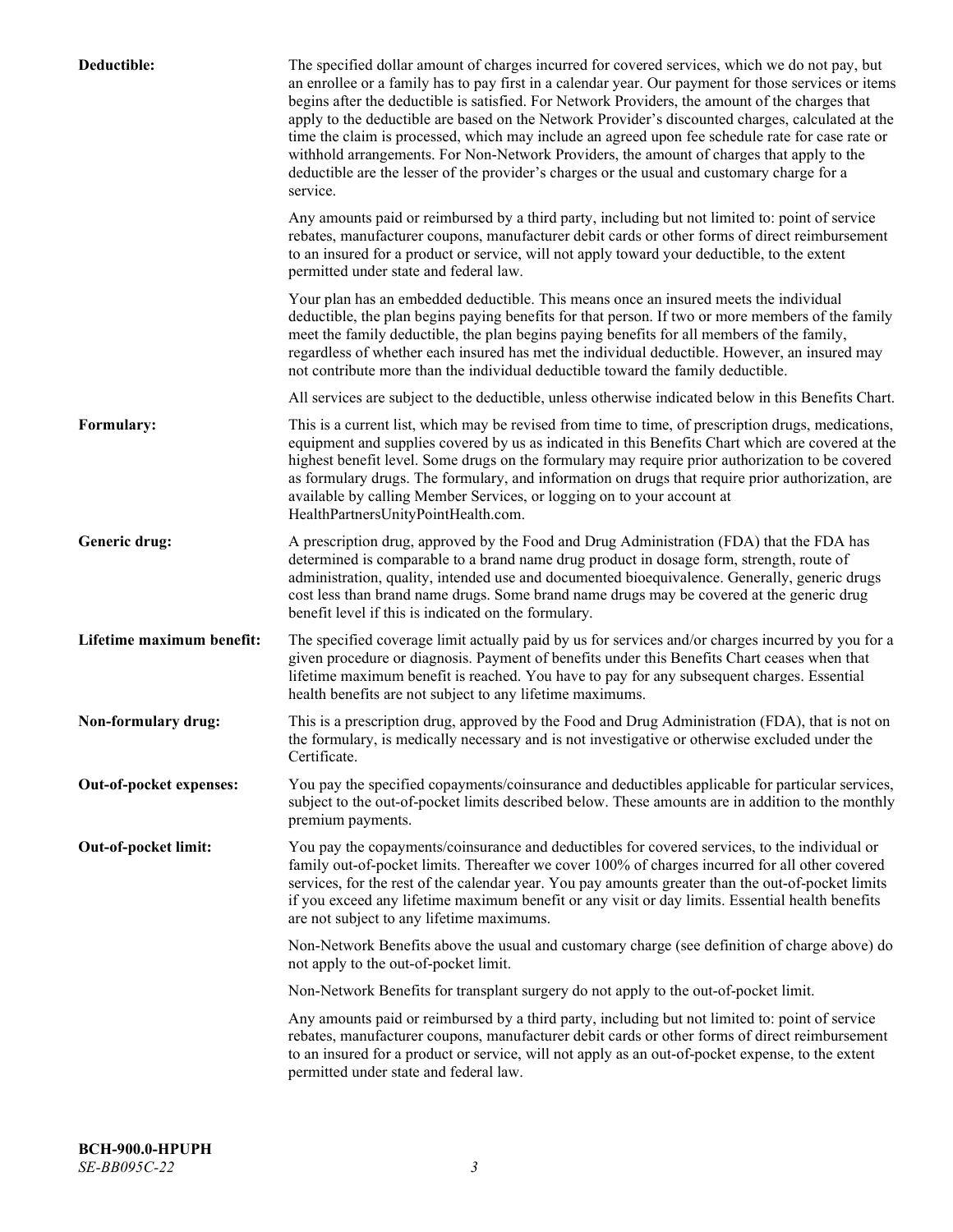**Deductible:** The specified dollar amount of charges incurred for covered services, which we do not pay, but an enrollee or a family has to pay first in a calendar year. Our payment for those services or items begins after the deductible is satisfied. For Network Providers, the amount of the charges that apply to the deductible are based on the Network Provider's discounted charges, calculated at the time the claim is processed, which may include an agreed upon fee schedule rate for case rate or withhold arrangements. For Non-Network Providers, the amount of charges that apply to the deductible are the lesser of the provider's charges or the usual and customary charge for a service.

Any amounts paid or reimbursed by a third party, including but not limited to: point of service rebates, manufacturer coupons, manufacturer debit cards or other forms of direct reimbursement to an insured for a product or service, will not apply toward your deductible, to the extent permitted under state and federal law.

Your plan has an embedded deductible. This means once an insured meets the individual deductible, the plan begins paying benefits for that person. If two or more members of the family meet the family deductible, the plan begins paying benefits for all members of the family, regardless of whether each insured has met the individual deductible. However, an insured may not contribute more than the individual deductible toward the family deductible.

All services are subject to the deductible, unless otherwise indicated below in this Benefits Chart.

**Formulary:** This is a current list, which may be revised from time to time, of prescription drugs, medications, equipment and supplies covered by us as indicated in this Benefits Chart which are covered at the highest benefit level. Some drugs on the formulary may require prior authorization to be covered as formulary drugs. The formulary, and information on drugs that require prior authorization, are available by calling Member Services, or logging on to your account at HealthPartnersUnityPointHealth.com.

**Generic drug:** A prescription drug, approved by the Food and Drug Administration (FDA) that the FDA has determined is comparable to a brand name drug product in dosage form, strength, route of administration, quality, intended use and documented bioequivalence. Generally, generic drugs cost less than brand name drugs. Some brand name drugs may be covered at the generic drug benefit level if this is indicated on the formulary.

**Lifetime maximum benefit:** The specified coverage limit actually paid by us for services and/or charges incurred by you for a given procedure or diagnosis. Payment of benefits under this Benefits Chart ceases when that lifetime maximum benefit is reached. You have to pay for any subsequent charges. Essential health benefits are not subject to any lifetime maximums.

**Non-formulary drug:** This is a prescription drug, approved by the Food and Drug Administration (FDA), that is not on the formulary, is medically necessary and is not investigative or otherwise excluded under the Certificate.

**Out-of-pocket expenses:** You pay the specified copayments/coinsurance and deductibles applicable for particular services, subject to the out-of-pocket limits described below. These amounts are in addition to the monthly premium payments.

**Out-of-pocket limit:** You pay the copayments/coinsurance and deductibles for covered services, to the individual or family out-of-pocket limits. Thereafter we cover 100% of charges incurred for all other covered services, for the rest of the calendar year. You pay amounts greater than the out-of-pocket limits if you exceed any lifetime maximum benefit or any visit or day limits. Essential health benefits are not subject to any lifetime maximums.

Non-Network Benefits above the usual and customary charge (see definition of charge above) do not apply to the out-of-pocket limit.

Non-Network Benefits for transplant surgery do not apply to the out-of-pocket limit.

Any amounts paid or reimbursed by a third party, including but not limited to: point of service rebates, manufacturer coupons, manufacturer debit cards or other forms of direct reimbursement to an insured for a product or service, will not apply as an out-of-pocket expense, to the extent permitted under state and federal law.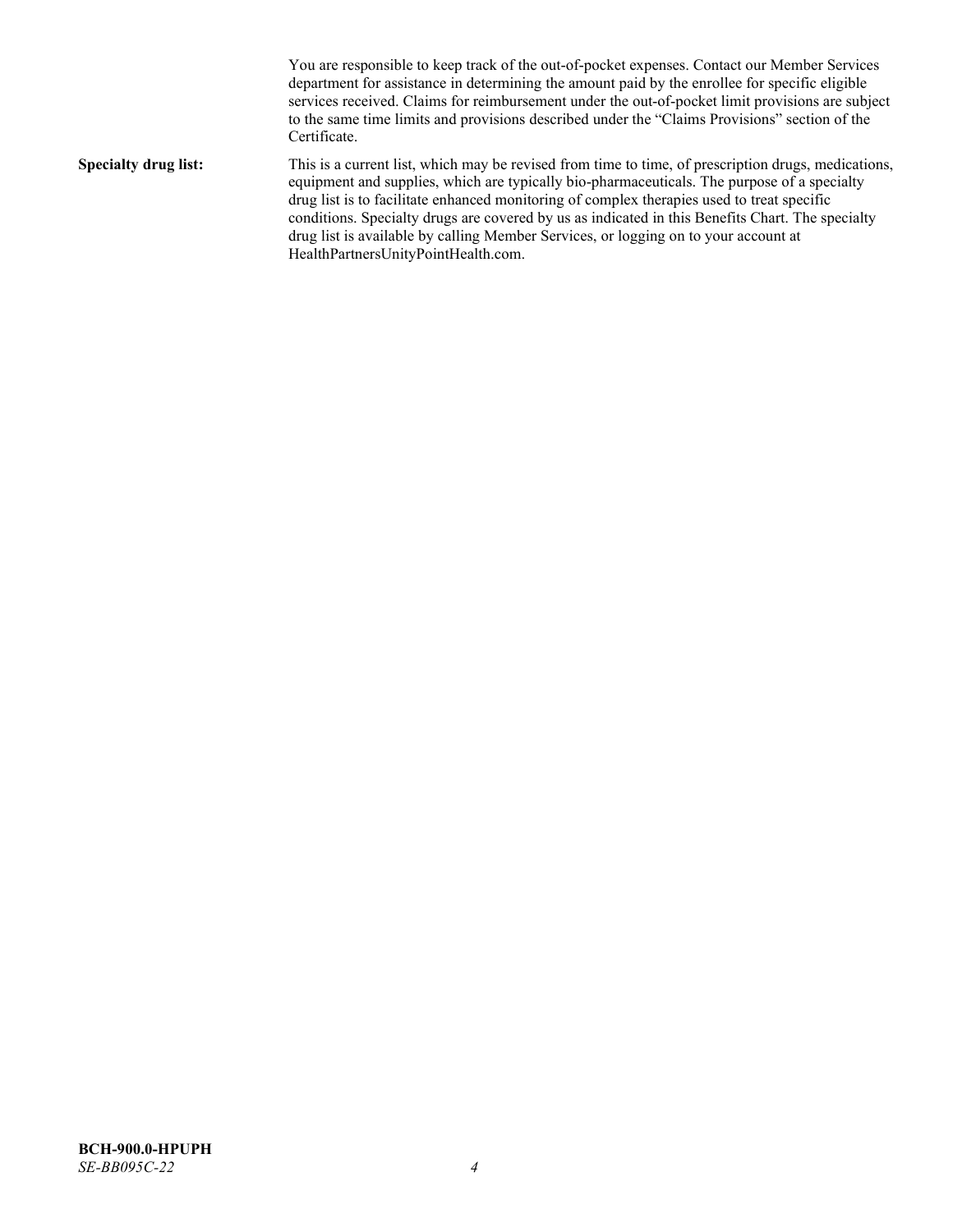You are responsible to keep track of the out-of-pocket expenses. Contact our Member Services department for assistance in determining the amount paid by the enrollee for specific eligible services received. Claims for reimbursement under the out-of-pocket limit provisions are subject to the same time limits and provisions described under the "Claims Provisions" section of the Certificate.

**Specialty drug list:** This is a current list, which may be revised from time to time, of prescription drugs, medications, equipment and supplies, which are typically bio-pharmaceuticals. The purpose of a specialty drug list is to facilitate enhanced monitoring of complex therapies used to treat specific conditions. Specialty drugs are covered by us as indicated in this Benefits Chart. The specialty drug list is available by calling Member Services, or logging on to your account at HealthPartnersUnityPointHealth.com.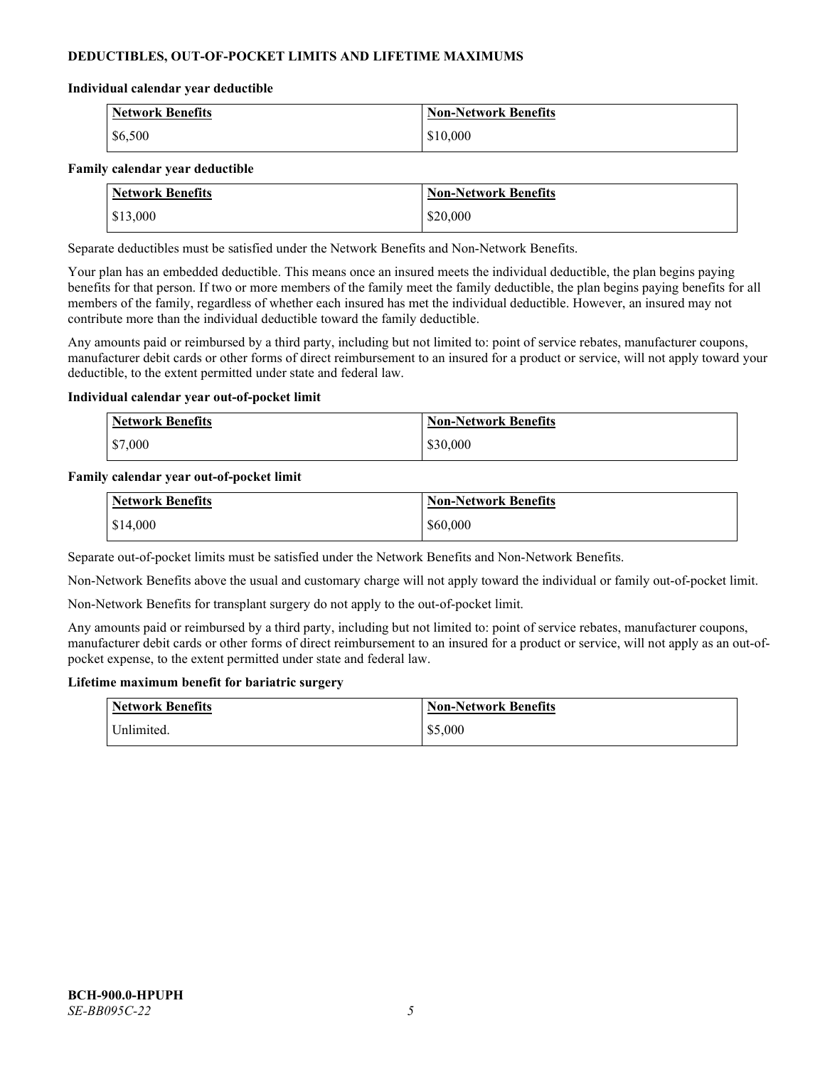## DEDUCTIBLES, OUT-OF-POCKET LIMITS AND LIFETIME MAXIMUMS

### Individual calendar year deductible

| Network Benefits | Non-Network Benefits |
| --- | --- |
| $6,500 | $10,000 |

### Family calendar year deductible

| Network Benefits | Non-Network Benefits |
| --- | --- |
| $13,000 | $20,000 |

Separate deductibles must be satisfied under the Network Benefits and Non-Network Benefits.

Your plan has an embedded deductible. This means once an insured meets the individual deductible, the plan begins paying benefits for that person. If two or more members of the family meet the family deductible, the plan begins paying benefits for all members of the family, regardless of whether each insured has met the individual deductible. However, an insured may not contribute more than the individual deductible toward the family deductible.

Any amounts paid or reimbursed by a third party, including but not limited to: point of service rebates, manufacturer coupons, manufacturer debit cards or other forms of direct reimbursement to an insured for a product or service, will not apply toward your deductible, to the extent permitted under state and federal law.

### Individual calendar year out-of-pocket limit

| Network Benefits | Non-Network Benefits |
| --- | --- |
| $7,000 | $30,000 |

### Family calendar year out-of-pocket limit

| Network Benefits | Non-Network Benefits |
| --- | --- |
| $14,000 | $60,000 |

Separate out-of-pocket limits must be satisfied under the Network Benefits and Non-Network Benefits.

Non-Network Benefits above the usual and customary charge will not apply toward the individual or family out-of-pocket limit.

Non-Network Benefits for transplant surgery do not apply to the out-of-pocket limit.

Any amounts paid or reimbursed by a third party, including but not limited to: point of service rebates, manufacturer coupons, manufacturer debit cards or other forms of direct reimbursement to an insured for a product or service, will not apply as an out-of-pocket expense, to the extent permitted under state and federal law.

### Lifetime maximum benefit for bariatric surgery

| Network Benefits | Non-Network Benefits |
| --- | --- |
| Unlimited. | $5,000 |

**BCH-900.0-HPUPH**
*SE-BB095C-22*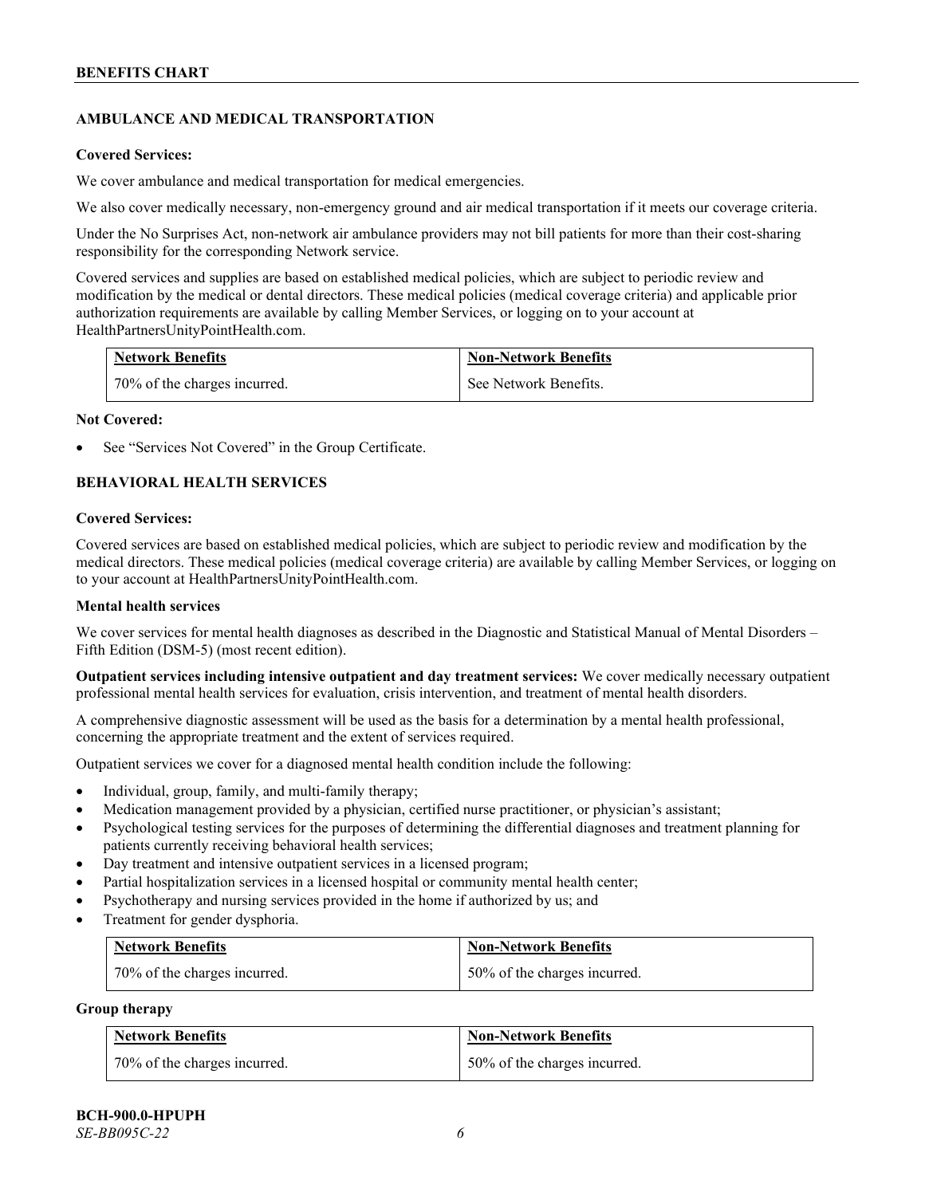## AMBULANCE AND MEDICAL TRANSPORTATION

**Covered Services:**

We cover ambulance and medical transportation for medical emergencies.

We also cover medically necessary, non-emergency ground and air medical transportation if it meets our coverage criteria.

Under the No Surprises Act, non-network air ambulance providers may not bill patients for more than their cost-sharing responsibility for the corresponding Network service.

Covered services and supplies are based on established medical policies, which are subject to periodic review and modification by the medical or dental directors. These medical policies (medical coverage criteria) and applicable prior authorization requirements are available by calling Member Services, or logging on to your account at HealthPartnersUnityPointHealth.com.

| Network Benefits | Non-Network Benefits |
|---|---|
| 70% of the charges incurred. | See Network Benefits. |

**Not Covered:**

- See "Services Not Covered" in the Group Certificate.

## BEHAVIORAL HEALTH SERVICES

**Covered Services:**

Covered services are based on established medical policies, which are subject to periodic review and modification by the medical directors. These medical policies (medical coverage criteria) are available by calling Member Services, or logging on to your account at HealthPartnersUnityPointHealth.com.

**Mental health services**

We cover services for mental health diagnoses as described in the Diagnostic and Statistical Manual of Mental Disorders – Fifth Edition (DSM-5) (most recent edition).

**Outpatient services including intensive outpatient and day treatment services:** We cover medically necessary outpatient professional mental health services for evaluation, crisis intervention, and treatment of mental health disorders.

A comprehensive diagnostic assessment will be used as the basis for a determination by a mental health professional, concerning the appropriate treatment and the extent of services required.

Outpatient services we cover for a diagnosed mental health condition include the following:

- Individual, group, family, and multi-family therapy;
- Medication management provided by a physician, certified nurse practitioner, or physician's assistant;
- Psychological testing services for the purposes of determining the differential diagnoses and treatment planning for patients currently receiving behavioral health services;
- Day treatment and intensive outpatient services in a licensed program;
- Partial hospitalization services in a licensed hospital or community mental health center;
- Psychotherapy and nursing services provided in the home if authorized by us; and
- Treatment for gender dysphoria.

| Network Benefits | Non-Network Benefits |
|---|---|
| 70% of the charges incurred. | 50% of the charges incurred. |

**Group therapy**

| Network Benefits | Non-Network Benefits |
|---|---|
| 70% of the charges incurred. | 50% of the charges incurred. |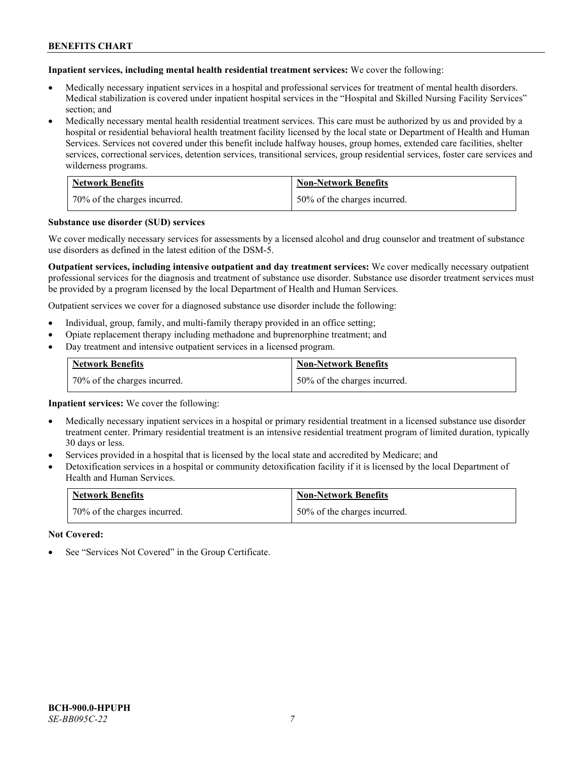**Inpatient services, including mental health residential treatment services:** We cover the following:

- Medically necessary inpatient services in a hospital and professional services for treatment of mental health disorders. Medical stabilization is covered under inpatient hospital services in the "Hospital and Skilled Nursing Facility Services" section; and
- Medically necessary mental health residential treatment services. This care must be authorized by us and provided by a hospital or residential behavioral health treatment facility licensed by the local state or Department of Health and Human Services. Services not covered under this benefit include halfway houses, group homes, extended care facilities, shelter services, correctional services, detention services, transitional services, group residential services, foster care services and wilderness programs.

| Network Benefits | Non-Network Benefits |
|---|---|
| 70% of the charges incurred. | 50% of the charges incurred. |

**Substance use disorder (SUD) services**

We cover medically necessary services for assessments by a licensed alcohol and drug counselor and treatment of substance use disorders as defined in the latest edition of the DSM-5.

**Outpatient services, including intensive outpatient and day treatment services:** We cover medically necessary outpatient professional services for the diagnosis and treatment of substance use disorder. Substance use disorder treatment services must be provided by a program licensed by the local Department of Health and Human Services.

Outpatient services we cover for a diagnosed substance use disorder include the following:

- Individual, group, family, and multi-family therapy provided in an office setting;
- Opiate replacement therapy including methadone and buprenorphine treatment; and
- Day treatment and intensive outpatient services in a licensed program.

| Network Benefits | Non-Network Benefits |
|---|---|
| 70% of the charges incurred. | 50% of the charges incurred. |

**Inpatient services:** We cover the following:

- Medically necessary inpatient services in a hospital or primary residential treatment in a licensed substance use disorder treatment center. Primary residential treatment is an intensive residential treatment program of limited duration, typically 30 days or less.
- Services provided in a hospital that is licensed by the local state and accredited by Medicare; and
- Detoxification services in a hospital or community detoxification facility if it is licensed by the local Department of Health and Human Services.

| Network Benefits | Non-Network Benefits |
|---|---|
| 70% of the charges incurred. | 50% of the charges incurred. |

**Not Covered:**

- See "Services Not Covered" in the Group Certificate.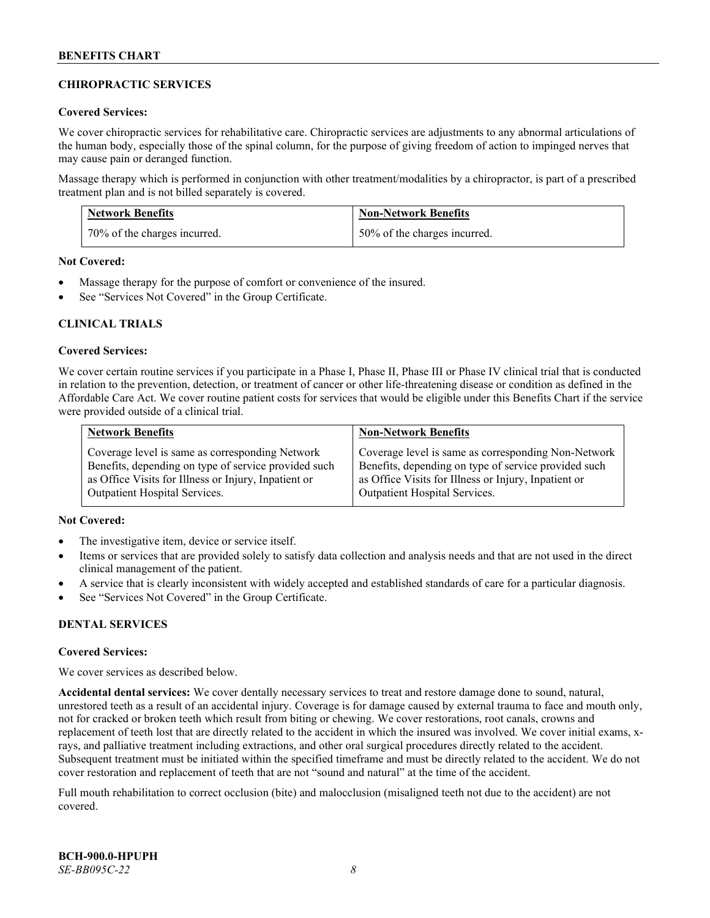## CHIROPRACTIC SERVICES

**Covered Services:**

We cover chiropractic services for rehabilitative care. Chiropractic services are adjustments to any abnormal articulations of the human body, especially those of the spinal column, for the purpose of giving freedom of action to impinged nerves that may cause pain or deranged function.

Massage therapy which is performed in conjunction with other treatment/modalities by a chiropractor, is part of a prescribed treatment plan and is not billed separately is covered.

| Network Benefits | Non-Network Benefits |
| --- | --- |
| 70% of the charges incurred. | 50% of the charges incurred. |

**Not Covered:**

- Massage therapy for the purpose of comfort or convenience of the insured.
- See "Services Not Covered" in the Group Certificate.

## CLINICAL TRIALS

**Covered Services:**

We cover certain routine services if you participate in a Phase I, Phase II, Phase III or Phase IV clinical trial that is conducted in relation to the prevention, detection, or treatment of cancer or other life-threatening disease or condition as defined in the Affordable Care Act. We cover routine patient costs for services that would be eligible under this Benefits Chart if the service were provided outside of a clinical trial.

| Network Benefits | Non-Network Benefits |
| --- | --- |
| Coverage level is same as corresponding Network Benefits, depending on type of service provided such as Office Visits for Illness or Injury, Inpatient or Outpatient Hospital Services. | Coverage level is same as corresponding Non-Network Benefits, depending on type of service provided such as Office Visits for Illness or Injury, Inpatient or Outpatient Hospital Services. |

**Not Covered:**

- The investigative item, device or service itself.
- Items or services that are provided solely to satisfy data collection and analysis needs and that are not used in the direct clinical management of the patient.
- A service that is clearly inconsistent with widely accepted and established standards of care for a particular diagnosis.
- See "Services Not Covered" in the Group Certificate.

## DENTAL SERVICES

**Covered Services:**

We cover services as described below.

**Accidental dental services:** We cover dentally necessary services to treat and restore damage done to sound, natural, unrestored teeth as a result of an accidental injury. Coverage is for damage caused by external trauma to face and mouth only, not for cracked or broken teeth which result from biting or chewing. We cover restorations, root canals, crowns and replacement of teeth lost that are directly related to the accident in which the insured was involved. We cover initial exams, x-rays, and palliative treatment including extractions, and other oral surgical procedures directly related to the accident. Subsequent treatment must be initiated within the specified timeframe and must be directly related to the accident. We do not cover restoration and replacement of teeth that are not "sound and natural" at the time of the accident.

Full mouth rehabilitation to correct occlusion (bite) and malocclusion (misaligned teeth not due to the accident) are not covered.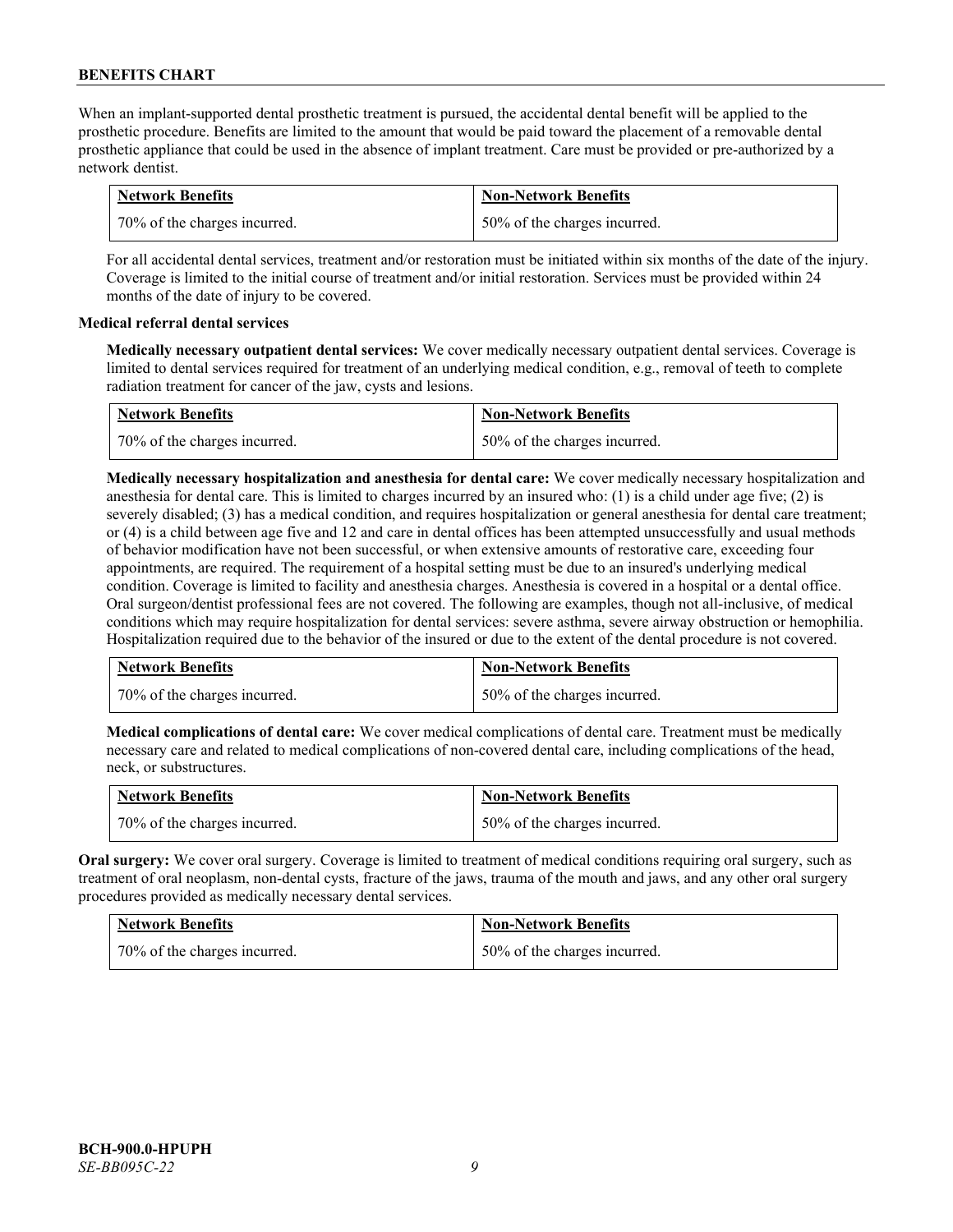When an implant-supported dental prosthetic treatment is pursued, the accidental dental benefit will be applied to the prosthetic procedure. Benefits are limited to the amount that would be paid toward the placement of a removable dental prosthetic appliance that could be used in the absence of implant treatment. Care must be provided or pre-authorized by a network dentist.

| Network Benefits | Non-Network Benefits |
| --- | --- |
| 70% of the charges incurred. | 50% of the charges incurred. |

For all accidental dental services, treatment and/or restoration must be initiated within six months of the date of the injury. Coverage is limited to the initial course of treatment and/or initial restoration. Services must be provided within 24 months of the date of injury to be covered.

**Medical referral dental services**

**Medically necessary outpatient dental services:** We cover medically necessary outpatient dental services. Coverage is limited to dental services required for treatment of an underlying medical condition, e.g., removal of teeth to complete radiation treatment for cancer of the jaw, cysts and lesions.

| Network Benefits | Non-Network Benefits |
| --- | --- |
| 70% of the charges incurred. | 50% of the charges incurred. |

**Medically necessary hospitalization and anesthesia for dental care:** We cover medically necessary hospitalization and anesthesia for dental care. This is limited to charges incurred by an insured who: (1) is a child under age five; (2) is severely disabled; (3) has a medical condition, and requires hospitalization or general anesthesia for dental care treatment; or (4) is a child between age five and 12 and care in dental offices has been attempted unsuccessfully and usual methods of behavior modification have not been successful, or when extensive amounts of restorative care, exceeding four appointments, are required. The requirement of a hospital setting must be due to an insured's underlying medical condition. Coverage is limited to facility and anesthesia charges. Anesthesia is covered in a hospital or a dental office. Oral surgeon/dentist professional fees are not covered. The following are examples, though not all-inclusive, of medical conditions which may require hospitalization for dental services: severe asthma, severe airway obstruction or hemophilia. Hospitalization required due to the behavior of the insured or due to the extent of the dental procedure is not covered.

| Network Benefits | Non-Network Benefits |
| --- | --- |
| 70% of the charges incurred. | 50% of the charges incurred. |

**Medical complications of dental care:** We cover medical complications of dental care. Treatment must be medically necessary care and related to medical complications of non-covered dental care, including complications of the head, neck, or substructures.

| Network Benefits | Non-Network Benefits |
| --- | --- |
| 70% of the charges incurred. | 50% of the charges incurred. |

**Oral surgery:** We cover oral surgery. Coverage is limited to treatment of medical conditions requiring oral surgery, such as treatment of oral neoplasm, non-dental cysts, fracture of the jaws, trauma of the mouth and jaws, and any other oral surgery procedures provided as medically necessary dental services.

| Network Benefits | Non-Network Benefits |
| --- | --- |
| 70% of the charges incurred. | 50% of the charges incurred. |

BCH-900.0-HPUPH
*SE-BB095C-22*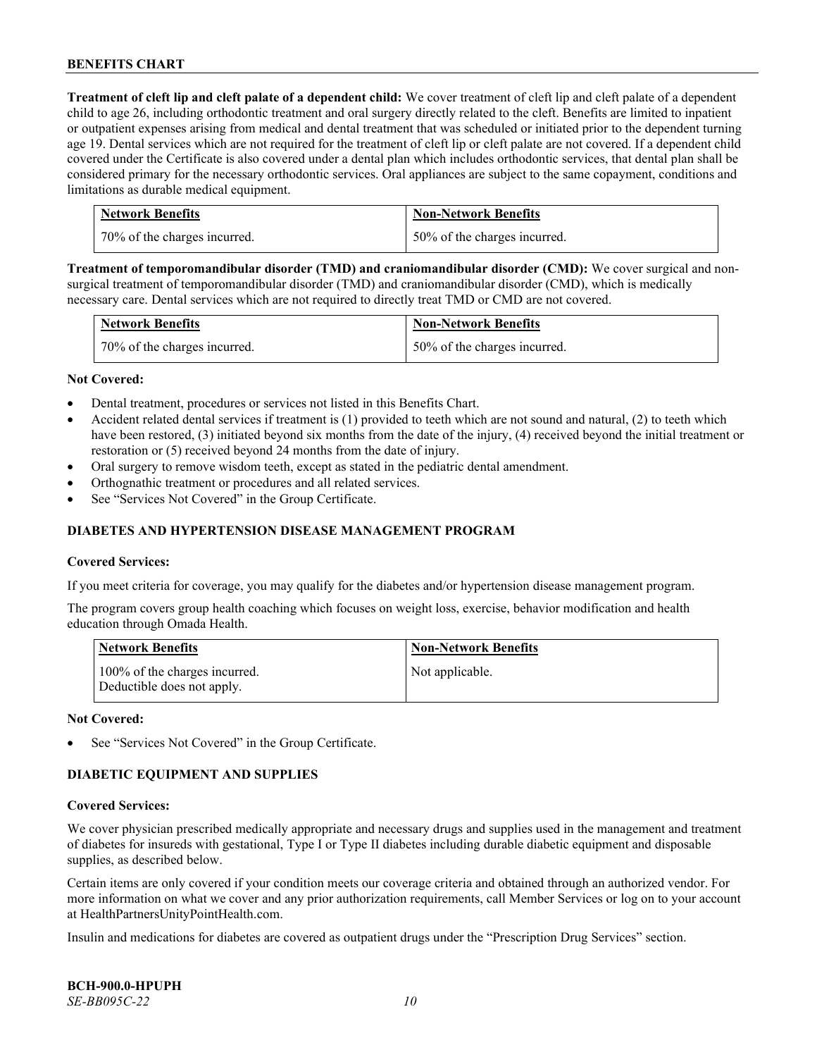**Treatment of cleft lip and cleft palate of a dependent child:** We cover treatment of cleft lip and cleft palate of a dependent child to age 26, including orthodontic treatment and oral surgery directly related to the cleft. Benefits are limited to inpatient or outpatient expenses arising from medical and dental treatment that was scheduled or initiated prior to the dependent turning age 19. Dental services which are not required for the treatment of cleft lip or cleft palate are not covered. If a dependent child covered under the Certificate is also covered under a dental plan which includes orthodontic services, that dental plan shall be considered primary for the necessary orthodontic services. Oral appliances are subject to the same copayment, conditions and limitations as durable medical equipment.

| Network Benefits | Non-Network Benefits |
|---|---|
| 70% of the charges incurred. | 50% of the charges incurred. |

**Treatment of temporomandibular disorder (TMD) and craniomandibular disorder (CMD):** We cover surgical and non-surgical treatment of temporomandibular disorder (TMD) and craniomandibular disorder (CMD), which is medically necessary care. Dental services which are not required to directly treat TMD or CMD are not covered.

| Network Benefits | Non-Network Benefits |
|---|---|
| 70% of the charges incurred. | 50% of the charges incurred. |

**Not Covered:**

- Dental treatment, procedures or services not listed in this Benefits Chart.
- Accident related dental services if treatment is (1) provided to teeth which are not sound and natural, (2) to teeth which have been restored, (3) initiated beyond six months from the date of the injury, (4) received beyond the initial treatment or restoration or (5) received beyond 24 months from the date of injury.
- Oral surgery to remove wisdom teeth, except as stated in the pediatric dental amendment.
- Orthognathic treatment or procedures and all related services.
- See "Services Not Covered" in the Group Certificate.

## DIABETES AND HYPERTENSION DISEASE MANAGEMENT PROGRAM

**Covered Services:**

If you meet criteria for coverage, you may qualify for the diabetes and/or hypertension disease management program.

The program covers group health coaching which focuses on weight loss, exercise, behavior modification and health education through Omada Health.

| Network Benefits | Non-Network Benefits |
|---|---|
| 100% of the charges incurred. Deductible does not apply. | Not applicable. |

**Not Covered:**

- See "Services Not Covered" in the Group Certificate.

## DIABETIC EQUIPMENT AND SUPPLIES

**Covered Services:**

We cover physician prescribed medically appropriate and necessary drugs and supplies used in the management and treatment of diabetes for insureds with gestational, Type I or Type II diabetes including durable diabetic equipment and disposable supplies, as described below.

Certain items are only covered if your condition meets our coverage criteria and obtained through an authorized vendor. For more information on what we cover and any prior authorization requirements, call Member Services or log on to your account at HealthPartnersUnityPointHealth.com.

Insulin and medications for diabetes are covered as outpatient drugs under the "Prescription Drug Services" section.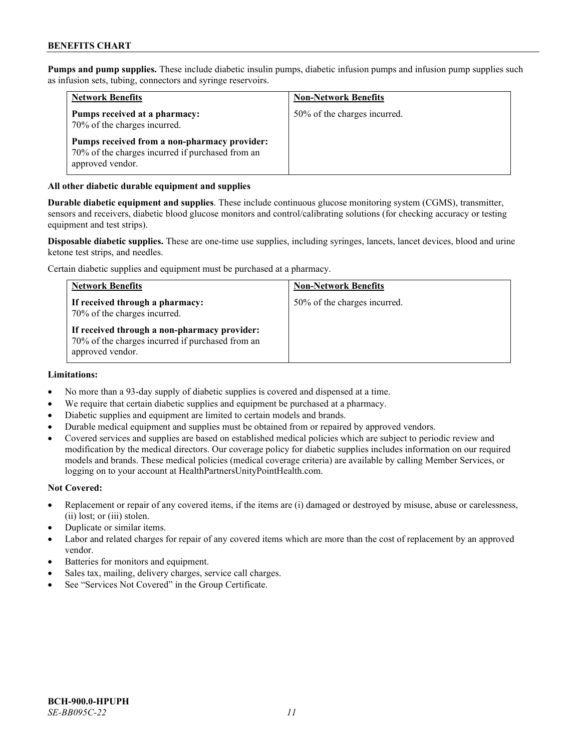**Pumps and pump supplies.** These include diabetic insulin pumps, diabetic infusion pumps and infusion pump supplies such as infusion sets, tubing, connectors and syringe reservoirs.

| Network Benefits | Non-Network Benefits |
|---|---|
| **Pumps received at a pharmacy:** 70% of the charges incurred.<br><br>**Pumps received from a non-pharmacy provider:** 70% of the charges incurred if purchased from an approved vendor. | 50% of the charges incurred. |

**All other diabetic durable equipment and supplies**

**Durable diabetic equipment and supplies**. These include continuous glucose monitoring system (CGMS), transmitter, sensors and receivers, diabetic blood glucose monitors and control/calibrating solutions (for checking accuracy or testing equipment and test strips).

**Disposable diabetic supplies.** These are one-time use supplies, including syringes, lancets, lancet devices, blood and urine ketone test strips, and needles.

Certain diabetic supplies and equipment must be purchased at a pharmacy.

| Network Benefits | Non-Network Benefits |
|---|---|
| **If received through a pharmacy:** 70% of the charges incurred.<br><br>**If received through a non-pharmacy provider:** 70% of the charges incurred if purchased from an approved vendor. | 50% of the charges incurred. |

**Limitations:**

- No more than a 93-day supply of diabetic supplies is covered and dispensed at a time.
- We require that certain diabetic supplies and equipment be purchased at a pharmacy.
- Diabetic supplies and equipment are limited to certain models and brands.
- Durable medical equipment and supplies must be obtained from or repaired by approved vendors.
- Covered services and supplies are based on established medical policies which are subject to periodic review and modification by the medical directors. Our coverage policy for diabetic supplies includes information on our required models and brands. These medical policies (medical coverage criteria) are available by calling Member Services, or logging on to your account at HealthPartnersUnityPointHealth.com.

**Not Covered:**

- Replacement or repair of any covered items, if the items are (i) damaged or destroyed by misuse, abuse or carelessness, (ii) lost; or (iii) stolen.
- Duplicate or similar items.
- Labor and related charges for repair of any covered items which are more than the cost of replacement by an approved vendor.
- Batteries for monitors and equipment.
- Sales tax, mailing, delivery charges, service call charges.
- See "Services Not Covered" in the Group Certificate.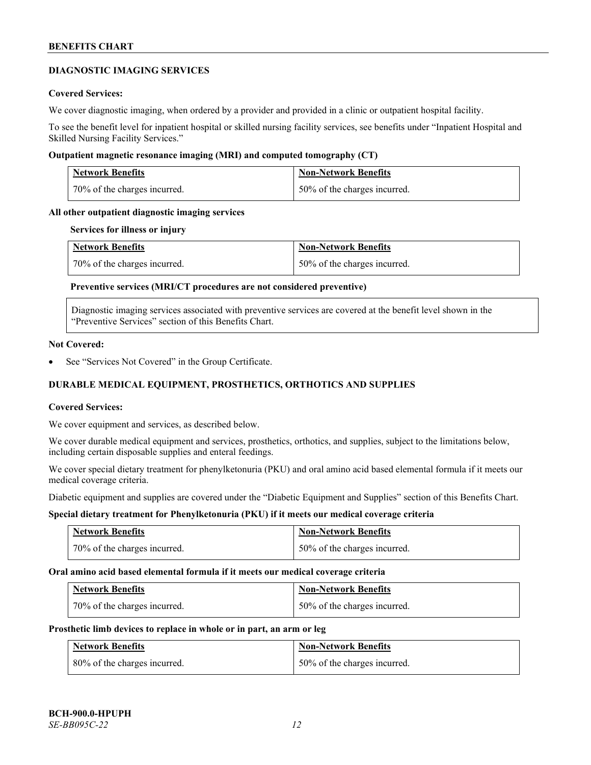## DIAGNOSTIC IMAGING SERVICES

**Covered Services:**

We cover diagnostic imaging, when ordered by a provider and provided in a clinic or outpatient hospital facility.

To see the benefit level for inpatient hospital or skilled nursing facility services, see benefits under "Inpatient Hospital and Skilled Nursing Facility Services."

**Outpatient magnetic resonance imaging (MRI) and computed tomography (CT)**

| Network Benefits | Non-Network Benefits |
| --- | --- |
| 70% of the charges incurred. | 50% of the charges incurred. |

**All other outpatient diagnostic imaging services**

**Services for illness or injury**

| Network Benefits | Non-Network Benefits |
| --- | --- |
| 70% of the charges incurred. | 50% of the charges incurred. |

**Preventive services (MRI/CT procedures are not considered preventive)**

Diagnostic imaging services associated with preventive services are covered at the benefit level shown in the "Preventive Services" section of this Benefits Chart.

**Not Covered:**

- See "Services Not Covered" in the Group Certificate.

## DURABLE MEDICAL EQUIPMENT, PROSTHETICS, ORTHOTICS AND SUPPLIES

**Covered Services:**

We cover equipment and services, as described below.

We cover durable medical equipment and services, prosthetics, orthotics, and supplies, subject to the limitations below, including certain disposable supplies and enteral feedings.

We cover special dietary treatment for phenylketonuria (PKU) and oral amino acid based elemental formula if it meets our medical coverage criteria.

Diabetic equipment and supplies are covered under the "Diabetic Equipment and Supplies" section of this Benefits Chart.

**Special dietary treatment for Phenylketonuria (PKU) if it meets our medical coverage criteria**

| Network Benefits | Non-Network Benefits |
| --- | --- |
| 70% of the charges incurred. | 50% of the charges incurred. |

**Oral amino acid based elemental formula if it meets our medical coverage criteria**

| Network Benefits | Non-Network Benefits |
| --- | --- |
| 70% of the charges incurred. | 50% of the charges incurred. |

**Prosthetic limb devices to replace in whole or in part, an arm or leg**

| Network Benefits | Non-Network Benefits |
| --- | --- |
| 80% of the charges incurred. | 50% of the charges incurred. |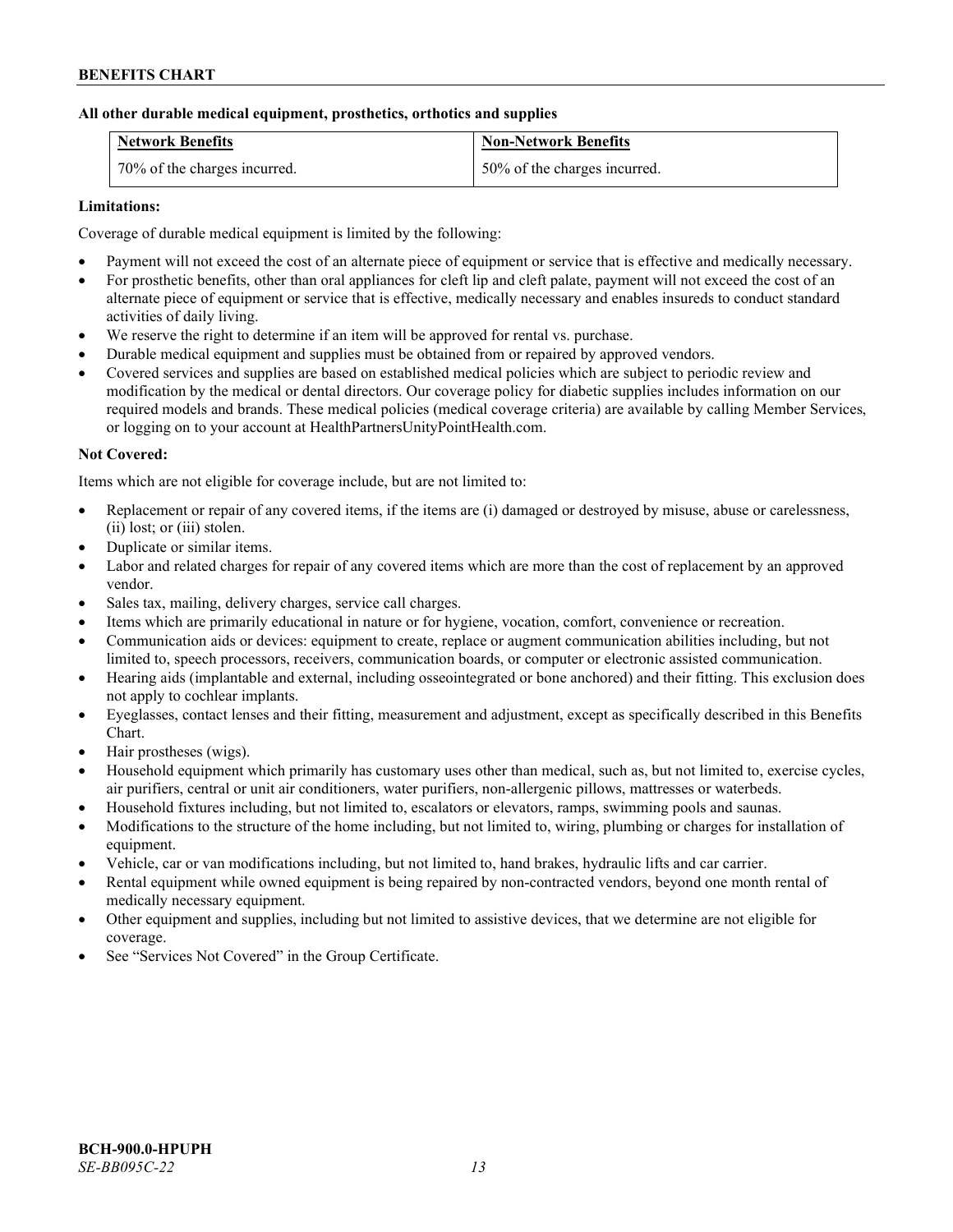**All other durable medical equipment, prosthetics, orthotics and supplies**

| Network Benefits | Non-Network Benefits |
|---|---|
| 70% of the charges incurred. | 50% of the charges incurred. |

**Limitations:**

Coverage of durable medical equipment is limited by the following:

- Payment will not exceed the cost of an alternate piece of equipment or service that is effective and medically necessary.
- For prosthetic benefits, other than oral appliances for cleft lip and cleft palate, payment will not exceed the cost of an alternate piece of equipment or service that is effective, medically necessary and enables insureds to conduct standard activities of daily living.
- We reserve the right to determine if an item will be approved for rental vs. purchase.
- Durable medical equipment and supplies must be obtained from or repaired by approved vendors.
- Covered services and supplies are based on established medical policies which are subject to periodic review and modification by the medical or dental directors. Our coverage policy for diabetic supplies includes information on our required models and brands. These medical policies (medical coverage criteria) are available by calling Member Services, or logging on to your account at HealthPartnersUnityPointHealth.com.

**Not Covered:**

Items which are not eligible for coverage include, but are not limited to:

- Replacement or repair of any covered items, if the items are (i) damaged or destroyed by misuse, abuse or carelessness, (ii) lost; or (iii) stolen.
- Duplicate or similar items.
- Labor and related charges for repair of any covered items which are more than the cost of replacement by an approved vendor.
- Sales tax, mailing, delivery charges, service call charges.
- Items which are primarily educational in nature or for hygiene, vocation, comfort, convenience or recreation.
- Communication aids or devices: equipment to create, replace or augment communication abilities including, but not limited to, speech processors, receivers, communication boards, or computer or electronic assisted communication.
- Hearing aids (implantable and external, including osseointegrated or bone anchored) and their fitting. This exclusion does not apply to cochlear implants.
- Eyeglasses, contact lenses and their fitting, measurement and adjustment, except as specifically described in this Benefits Chart.
- Hair prostheses (wigs).
- Household equipment which primarily has customary uses other than medical, such as, but not limited to, exercise cycles, air purifiers, central or unit air conditioners, water purifiers, non-allergenic pillows, mattresses or waterbeds.
- Household fixtures including, but not limited to, escalators or elevators, ramps, swimming pools and saunas.
- Modifications to the structure of the home including, but not limited to, wiring, plumbing or charges for installation of equipment.
- Vehicle, car or van modifications including, but not limited to, hand brakes, hydraulic lifts and car carrier.
- Rental equipment while owned equipment is being repaired by non-contracted vendors, beyond one month rental of medically necessary equipment.
- Other equipment and supplies, including but not limited to assistive devices, that we determine are not eligible for coverage.
- See "Services Not Covered" in the Group Certificate.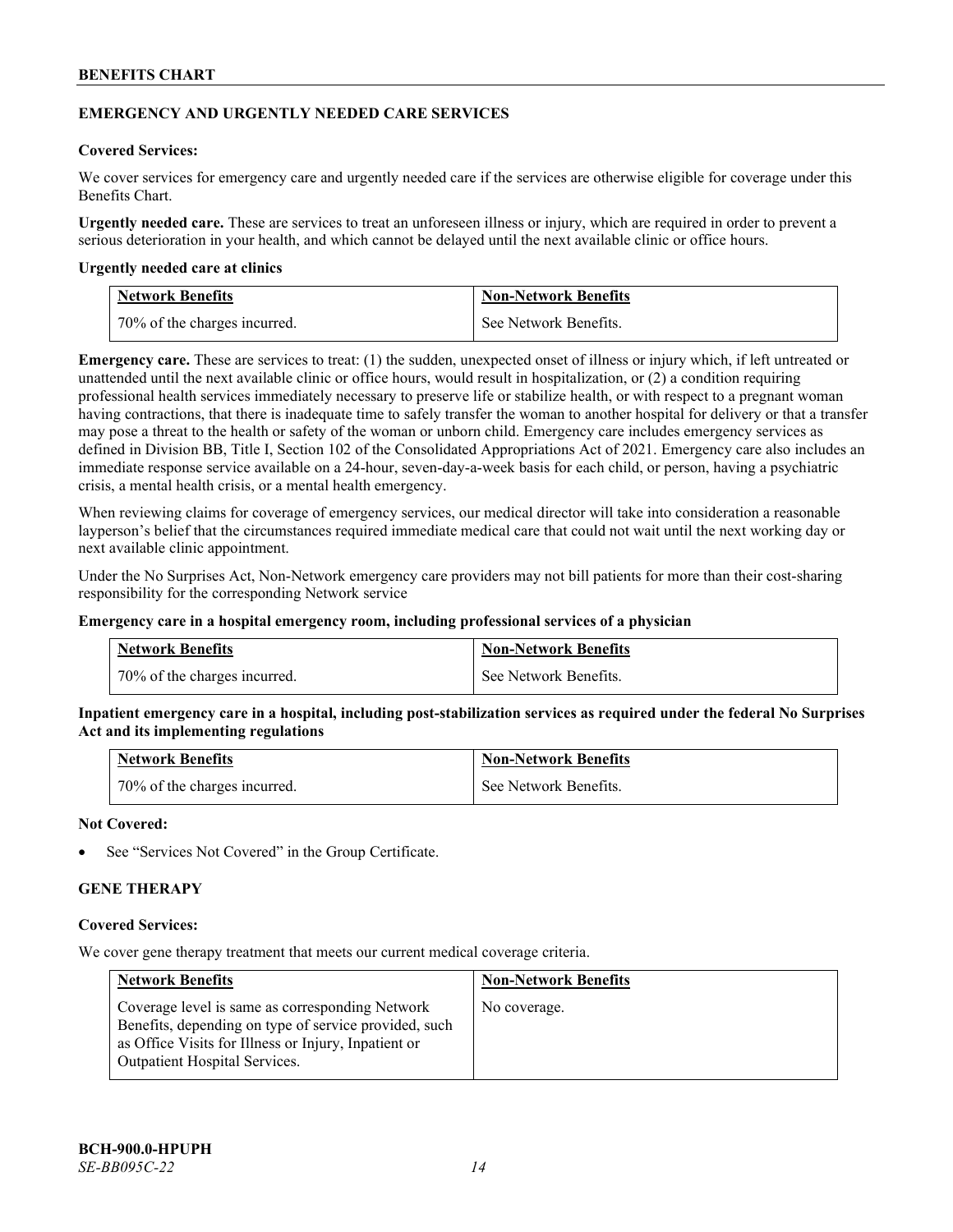## EMERGENCY AND URGENTLY NEEDED CARE SERVICES

**Covered Services:**

We cover services for emergency care and urgently needed care if the services are otherwise eligible for coverage under this Benefits Chart.

**Urgently needed care.** These are services to treat an unforeseen illness or injury, which are required in order to prevent a serious deterioration in your health, and which cannot be delayed until the next available clinic or office hours.

**Urgently needed care at clinics**

| Network Benefits | Non-Network Benefits |
|---|---|
| 70% of the charges incurred. | See Network Benefits. |

**Emergency care.** These are services to treat: (1) the sudden, unexpected onset of illness or injury which, if left untreated or unattended until the next available clinic or office hours, would result in hospitalization, or (2) a condition requiring professional health services immediately necessary to preserve life or stabilize health, or with respect to a pregnant woman having contractions, that there is inadequate time to safely transfer the woman to another hospital for delivery or that a transfer may pose a threat to the health or safety of the woman or unborn child. Emergency care includes emergency services as defined in Division BB, Title I, Section 102 of the Consolidated Appropriations Act of 2021. Emergency care also includes an immediate response service available on a 24-hour, seven-day-a-week basis for each child, or person, having a psychiatric crisis, a mental health crisis, or a mental health emergency.

When reviewing claims for coverage of emergency services, our medical director will take into consideration a reasonable layperson's belief that the circumstances required immediate medical care that could not wait until the next working day or next available clinic appointment.

Under the No Surprises Act, Non-Network emergency care providers may not bill patients for more than their cost-sharing responsibility for the corresponding Network service

**Emergency care in a hospital emergency room, including professional services of a physician**

| Network Benefits | Non-Network Benefits |
|---|---|
| 70% of the charges incurred. | See Network Benefits. |

**Inpatient emergency care in a hospital, including post-stabilization services as required under the federal No Surprises Act and its implementing regulations**

| Network Benefits | Non-Network Benefits |
|---|---|
| 70% of the charges incurred. | See Network Benefits. |

**Not Covered:**

- See "Services Not Covered" in the Group Certificate.

## GENE THERAPY

**Covered Services:**

We cover gene therapy treatment that meets our current medical coverage criteria.

| Network Benefits | Non-Network Benefits |
|---|---|
| Coverage level is same as corresponding Network Benefits, depending on type of service provided, such as Office Visits for Illness or Injury, Inpatient or Outpatient Hospital Services. | No coverage. |

BCH-900.0-HPUPH
*SE-BB095C-22*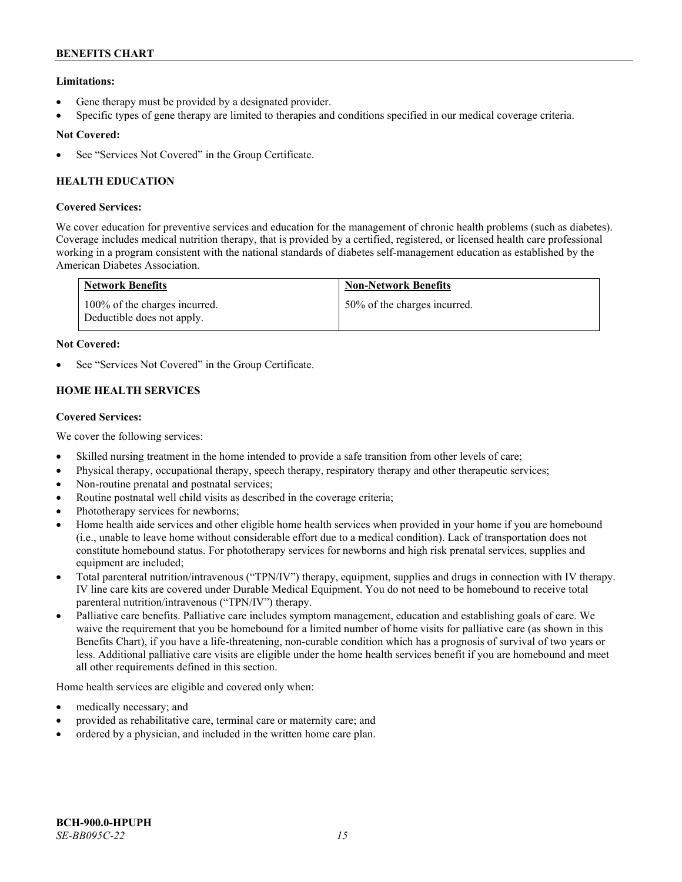**Limitations:**

- Gene therapy must be provided by a designated provider.
- Specific types of gene therapy are limited to therapies and conditions specified in our medical coverage criteria.

**Not Covered:**

- See "Services Not Covered" in the Group Certificate.

### HEALTH EDUCATION

**Covered Services:**

We cover education for preventive services and education for the management of chronic health problems (such as diabetes). Coverage includes medical nutrition therapy, that is provided by a certified, registered, or licensed health care professional working in a program consistent with the national standards of diabetes self-management education as established by the American Diabetes Association.

| Network Benefits | Non-Network Benefits |
| --- | --- |
| 100% of the charges incurred. Deductible does not apply. | 50% of the charges incurred. |

**Not Covered:**

- See "Services Not Covered" in the Group Certificate.

### HOME HEALTH SERVICES

**Covered Services:**

We cover the following services:

- Skilled nursing treatment in the home intended to provide a safe transition from other levels of care;
- Physical therapy, occupational therapy, speech therapy, respiratory therapy and other therapeutic services;
- Non-routine prenatal and postnatal services;
- Routine postnatal well child visits as described in the coverage criteria;
- Phototherapy services for newborns;
- Home health aide services and other eligible home health services when provided in your home if you are homebound (i.e., unable to leave home without considerable effort due to a medical condition). Lack of transportation does not constitute homebound status. For phototherapy services for newborns and high risk prenatal services, supplies and equipment are included;
- Total parenteral nutrition/intravenous ("TPN/IV") therapy, equipment, supplies and drugs in connection with IV therapy. IV line care kits are covered under Durable Medical Equipment. You do not need to be homebound to receive total parenteral nutrition/intravenous ("TPN/IV") therapy.
- Palliative care benefits. Palliative care includes symptom management, education and establishing goals of care. We waive the requirement that you be homebound for a limited number of home visits for palliative care (as shown in this Benefits Chart), if you have a life-threatening, non-curable condition which has a prognosis of survival of two years or less. Additional palliative care visits are eligible under the home health services benefit if you are homebound and meet all other requirements defined in this section.

Home health services are eligible and covered only when:

- medically necessary; and
- provided as rehabilitative care, terminal care or maternity care; and
- ordered by a physician, and included in the written home care plan.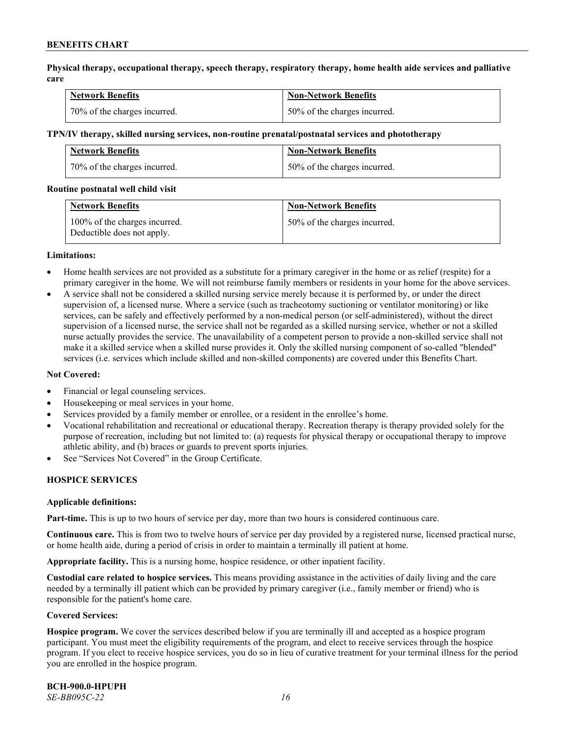**Physical therapy, occupational therapy, speech therapy, respiratory therapy, home health aide services and palliative care**

| Network Benefits | Non-Network Benefits |
| --- | --- |
| 70% of the charges incurred. | 50% of the charges incurred. |

**TPN/IV therapy, skilled nursing services, non-routine prenatal/postnatal services and phototherapy**

| Network Benefits | Non-Network Benefits |
| --- | --- |
| 70% of the charges incurred. | 50% of the charges incurred. |

**Routine postnatal well child visit**

| Network Benefits | Non-Network Benefits |
| --- | --- |
| 100% of the charges incurred. Deductible does not apply. | 50% of the charges incurred. |

**Limitations:**

- Home health services are not provided as a substitute for a primary caregiver in the home or as relief (respite) for a primary caregiver in the home. We will not reimburse family members or residents in your home for the above services.
- A service shall not be considered a skilled nursing service merely because it is performed by, or under the direct supervision of, a licensed nurse. Where a service (such as tracheotomy suctioning or ventilator monitoring) or like services, can be safely and effectively performed by a non-medical person (or self-administered), without the direct supervision of a licensed nurse, the service shall not be regarded as a skilled nursing service, whether or not a skilled nurse actually provides the service. The unavailability of a competent person to provide a non-skilled service shall not make it a skilled service when a skilled nurse provides it. Only the skilled nursing component of so-called "blended" services (i.e. services which include skilled and non-skilled components) are covered under this Benefits Chart.

**Not Covered:**

- Financial or legal counseling services.
- Housekeeping or meal services in your home.
- Services provided by a family member or enrollee, or a resident in the enrollee's home.
- Vocational rehabilitation and recreational or educational therapy. Recreation therapy is therapy provided solely for the purpose of recreation, including but not limited to: (a) requests for physical therapy or occupational therapy to improve athletic ability, and (b) braces or guards to prevent sports injuries.
- See "Services Not Covered" in the Group Certificate.

## HOSPICE SERVICES

**Applicable definitions:**

**Part-time.** This is up to two hours of service per day, more than two hours is considered continuous care.

**Continuous care.** This is from two to twelve hours of service per day provided by a registered nurse, licensed practical nurse, or home health aide, during a period of crisis in order to maintain a terminally ill patient at home.

**Appropriate facility.** This is a nursing home, hospice residence, or other inpatient facility.

**Custodial care related to hospice services.** This means providing assistance in the activities of daily living and the care needed by a terminally ill patient which can be provided by primary caregiver (i.e., family member or friend) who is responsible for the patient's home care.

**Covered Services:**

**Hospice program.** We cover the services described below if you are terminally ill and accepted as a hospice program participant. You must meet the eligibility requirements of the program, and elect to receive services through the hospice program. If you elect to receive hospice services, you do so in lieu of curative treatment for your terminal illness for the period you are enrolled in the hospice program.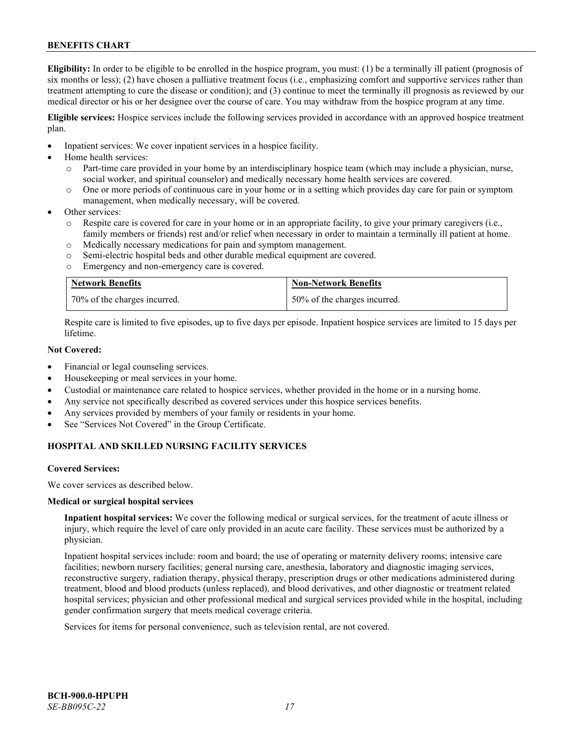**Eligibility:** In order to be eligible to be enrolled in the hospice program, you must: (1) be a terminally ill patient (prognosis of six months or less); (2) have chosen a palliative treatment focus (i.e., emphasizing comfort and supportive services rather than treatment attempting to cure the disease or condition); and (3) continue to meet the terminally ill prognosis as reviewed by our medical director or his or her designee over the course of care. You may withdraw from the hospice program at any time.

**Eligible services:** Hospice services include the following services provided in accordance with an approved hospice treatment plan.

- Inpatient services: We cover inpatient services in a hospice facility.
- Home health services:
  - Part-time care provided in your home by an interdisciplinary hospice team (which may include a physician, nurse, social worker, and spiritual counselor) and medically necessary home health services are covered.
  - One or more periods of continuous care in your home or in a setting which provides day care for pain or symptom management, when medically necessary, will be covered.
- Other services:
  - Respite care is covered for care in your home or in an appropriate facility, to give your primary caregivers (i.e., family members or friends) rest and/or relief when necessary in order to maintain a terminally ill patient at home.
  - Medically necessary medications for pain and symptom management.
  - Semi-electric hospital beds and other durable medical equipment are covered.
  - Emergency and non-emergency care is covered.

| Network Benefits | Non-Network Benefits |
| --- | --- |
| 70% of the charges incurred. | 50% of the charges incurred. |

Respite care is limited to five episodes, up to five days per episode. Inpatient hospice services are limited to 15 days per lifetime.

**Not Covered:**

- Financial or legal counseling services.
- Housekeeping or meal services in your home.
- Custodial or maintenance care related to hospice services, whether provided in the home or in a nursing home.
- Any service not specifically described as covered services under this hospice services benefits.
- Any services provided by members of your family or residents in your home.
- See "Services Not Covered" in the Group Certificate.

## HOSPITAL AND SKILLED NURSING FACILITY SERVICES

**Covered Services:**

We cover services as described below.

**Medical or surgical hospital services**

**Inpatient hospital services:** We cover the following medical or surgical services, for the treatment of acute illness or injury, which require the level of care only provided in an acute care facility. These services must be authorized by a physician.

Inpatient hospital services include: room and board; the use of operating or maternity delivery rooms; intensive care facilities; newborn nursery facilities; general nursing care, anesthesia, laboratory and diagnostic imaging services, reconstructive surgery, radiation therapy, physical therapy, prescription drugs or other medications administered during treatment, blood and blood products (unless replaced), and blood derivatives, and other diagnostic or treatment related hospital services; physician and other professional medical and surgical services provided while in the hospital, including gender confirmation surgery that meets medical coverage criteria.

Services for items for personal convenience, such as television rental, are not covered.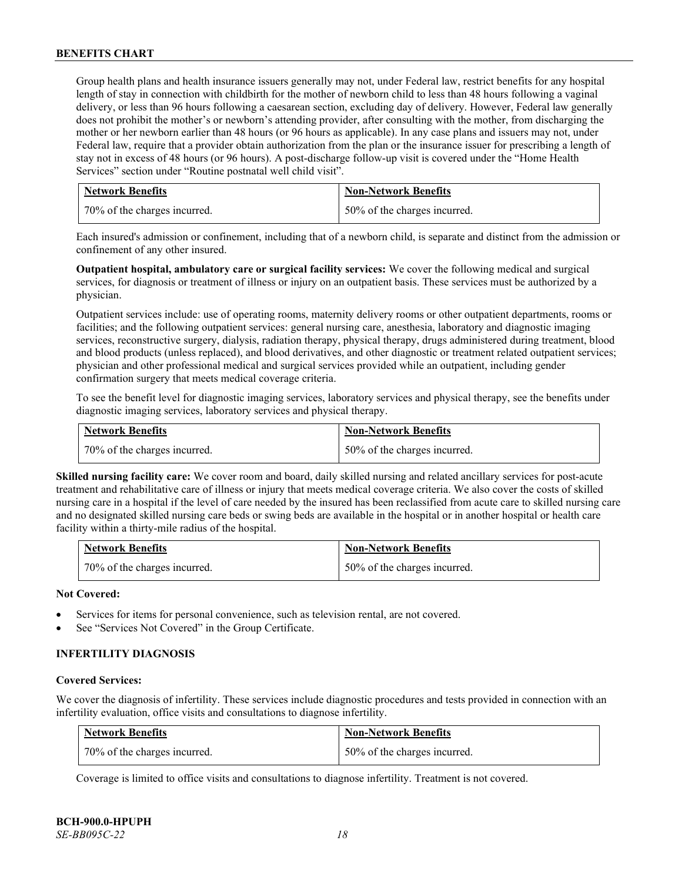Group health plans and health insurance issuers generally may not, under Federal law, restrict benefits for any hospital length of stay in connection with childbirth for the mother of newborn child to less than 48 hours following a vaginal delivery, or less than 96 hours following a caesarean section, excluding day of delivery. However, Federal law generally does not prohibit the mother's or newborn's attending provider, after consulting with the mother, from discharging the mother or her newborn earlier than 48 hours (or 96 hours as applicable). In any case plans and issuers may not, under Federal law, require that a provider obtain authorization from the plan or the insurance issuer for prescribing a length of stay not in excess of 48 hours (or 96 hours). A post-discharge follow-up visit is covered under the "Home Health Services" section under "Routine postnatal well child visit".

| Network Benefits | Non-Network Benefits |
|---|---|
| 70% of the charges incurred. | 50% of the charges incurred. |

Each insured's admission or confinement, including that of a newborn child, is separate and distinct from the admission or confinement of any other insured.

**Outpatient hospital, ambulatory care or surgical facility services:** We cover the following medical and surgical services, for diagnosis or treatment of illness or injury on an outpatient basis. These services must be authorized by a physician.

Outpatient services include: use of operating rooms, maternity delivery rooms or other outpatient departments, rooms or facilities; and the following outpatient services: general nursing care, anesthesia, laboratory and diagnostic imaging services, reconstructive surgery, dialysis, radiation therapy, physical therapy, drugs administered during treatment, blood and blood products (unless replaced), and blood derivatives, and other diagnostic or treatment related outpatient services; physician and other professional medical and surgical services provided while an outpatient, including gender confirmation surgery that meets medical coverage criteria.

To see the benefit level for diagnostic imaging services, laboratory services and physical therapy, see the benefits under diagnostic imaging services, laboratory services and physical therapy.

| Network Benefits | Non-Network Benefits |
|---|---|
| 70% of the charges incurred. | 50% of the charges incurred. |

**Skilled nursing facility care:** We cover room and board, daily skilled nursing and related ancillary services for post-acute treatment and rehabilitative care of illness or injury that meets medical coverage criteria. We also cover the costs of skilled nursing care in a hospital if the level of care needed by the insured has been reclassified from acute care to skilled nursing care and no designated skilled nursing care beds or swing beds are available in the hospital or in another hospital or health care facility within a thirty-mile radius of the hospital.

| Network Benefits | Non-Network Benefits |
|---|---|
| 70% of the charges incurred. | 50% of the charges incurred. |

**Not Covered:**

- Services for items for personal convenience, such as television rental, are not covered.
- See "Services Not Covered" in the Group Certificate.

### INFERTILITY DIAGNOSIS

**Covered Services:**

We cover the diagnosis of infertility. These services include diagnostic procedures and tests provided in connection with an infertility evaluation, office visits and consultations to diagnose infertility.

| Network Benefits | Non-Network Benefits |
|---|---|
| 70% of the charges incurred. | 50% of the charges incurred. |

Coverage is limited to office visits and consultations to diagnose infertility. Treatment is not covered.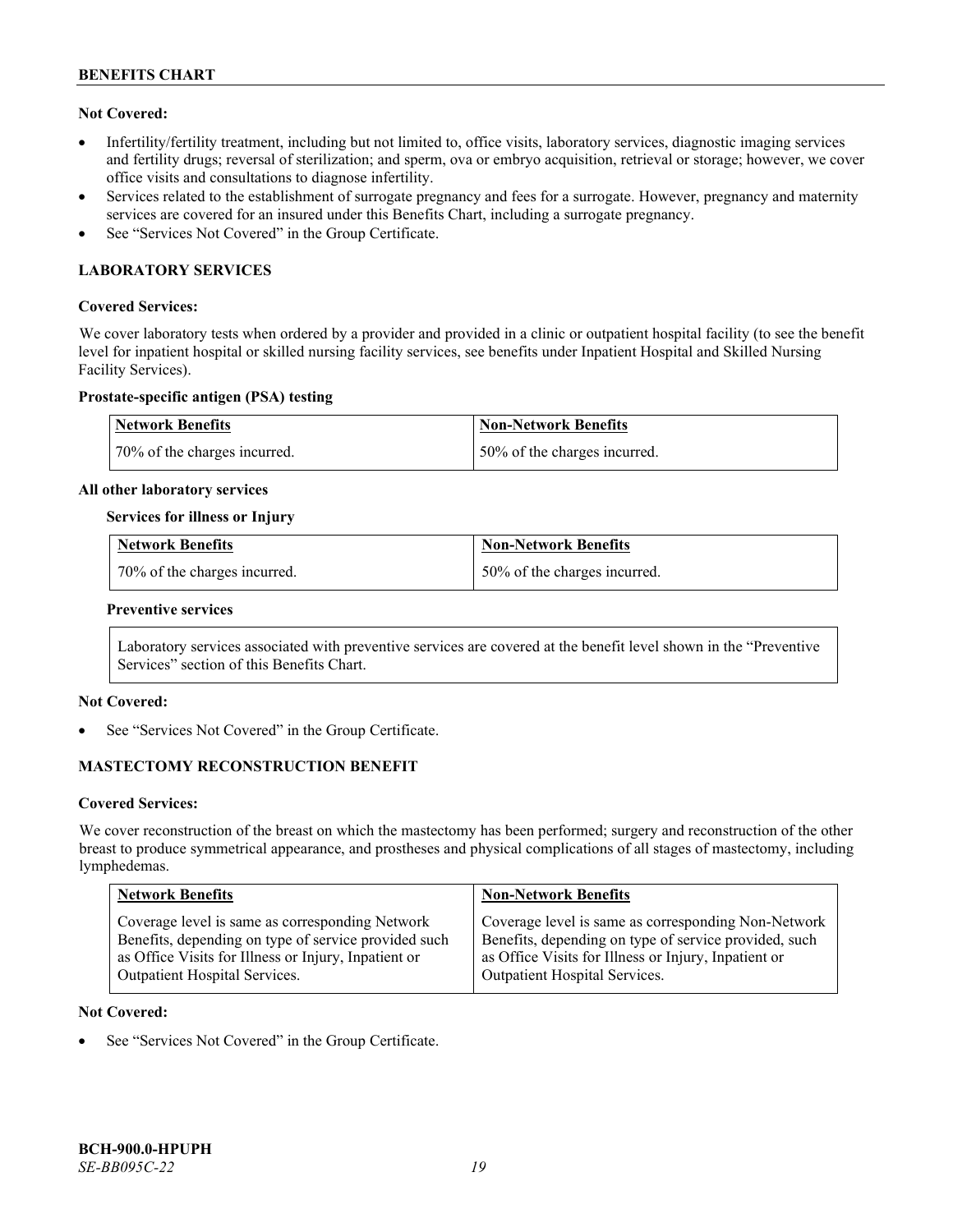**Not Covered:**

- Infertility/fertility treatment, including but not limited to, office visits, laboratory services, diagnostic imaging services and fertility drugs; reversal of sterilization; and sperm, ova or embryo acquisition, retrieval or storage; however, we cover office visits and consultations to diagnose infertility.
- Services related to the establishment of surrogate pregnancy and fees for a surrogate. However, pregnancy and maternity services are covered for an insured under this Benefits Chart, including a surrogate pregnancy.
- See "Services Not Covered" in the Group Certificate.

## LABORATORY SERVICES

**Covered Services:**

We cover laboratory tests when ordered by a provider and provided in a clinic or outpatient hospital facility (to see the benefit level for inpatient hospital or skilled nursing facility services, see benefits under Inpatient Hospital and Skilled Nursing Facility Services).

**Prostate-specific antigen (PSA) testing**

| Network Benefits | Non-Network Benefits |
|---|---|
| 70% of the charges incurred. | 50% of the charges incurred. |

**All other laboratory services**

**Services for illness or Injury**

| Network Benefits | Non-Network Benefits |
|---|---|
| 70% of the charges incurred. | 50% of the charges incurred. |

**Preventive services**

Laboratory services associated with preventive services are covered at the benefit level shown in the "Preventive Services" section of this Benefits Chart.

**Not Covered:**

- See "Services Not Covered" in the Group Certificate.

## MASTECTOMY RECONSTRUCTION BENEFIT

**Covered Services:**

We cover reconstruction of the breast on which the mastectomy has been performed; surgery and reconstruction of the other breast to produce symmetrical appearance, and prostheses and physical complications of all stages of mastectomy, including lymphedemas.

| Network Benefits | Non-Network Benefits |
|---|---|
| Coverage level is same as corresponding Network Benefits, depending on type of service provided such as Office Visits for Illness or Injury, Inpatient or Outpatient Hospital Services. | Coverage level is same as corresponding Non-Network Benefits, depending on type of service provided, such as Office Visits for Illness or Injury, Inpatient or Outpatient Hospital Services. |

**Not Covered:**

- See "Services Not Covered" in the Group Certificate.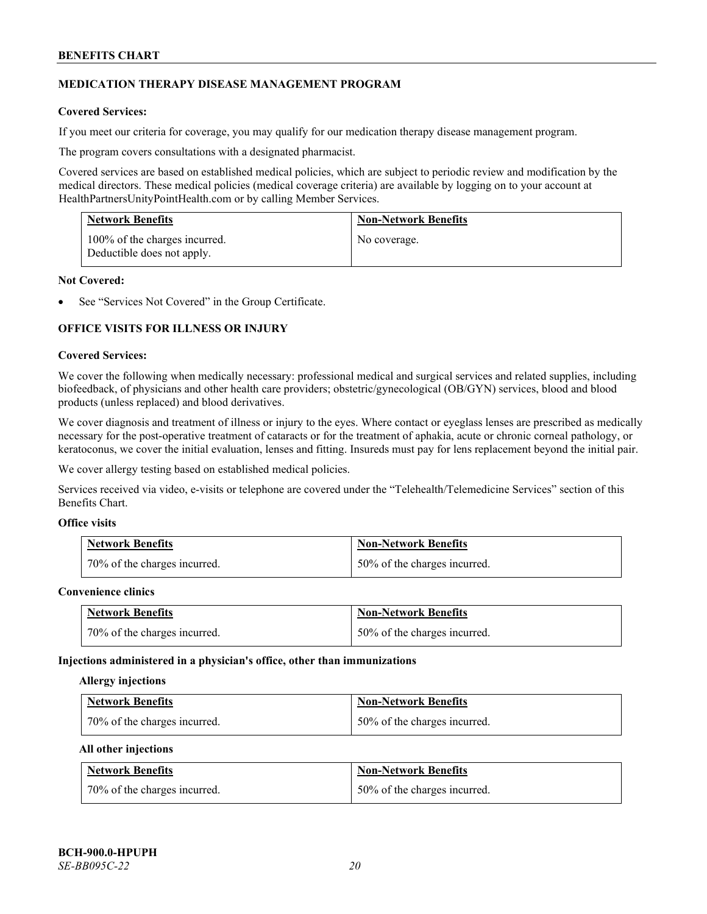## MEDICATION THERAPY DISEASE MANAGEMENT PROGRAM

**Covered Services:**

If you meet our criteria for coverage, you may qualify for our medication therapy disease management program.

The program covers consultations with a designated pharmacist.

Covered services are based on established medical policies, which are subject to periodic review and modification by the medical directors. These medical policies (medical coverage criteria) are available by logging on to your account at HealthPartnersUnityPointHealth.com or by calling Member Services.

| Network Benefits | Non-Network Benefits |
| --- | --- |
| 100% of the charges incurred. Deductible does not apply. | No coverage. |

**Not Covered:**

- See "Services Not Covered" in the Group Certificate.

## OFFICE VISITS FOR ILLNESS OR INJURY

**Covered Services:**

We cover the following when medically necessary: professional medical and surgical services and related supplies, including biofeedback, of physicians and other health care providers; obstetric/gynecological (OB/GYN) services, blood and blood products (unless replaced) and blood derivatives.

We cover diagnosis and treatment of illness or injury to the eyes. Where contact or eyeglass lenses are prescribed as medically necessary for the post-operative treatment of cataracts or for the treatment of aphakia, acute or chronic corneal pathology, or keratoconus, we cover the initial evaluation, lenses and fitting. Insureds must pay for lens replacement beyond the initial pair.

We cover allergy testing based on established medical policies.

Services received via video, e-visits or telephone are covered under the "Telehealth/Telemedicine Services" section of this Benefits Chart.

**Office visits**

| Network Benefits | Non-Network Benefits |
| --- | --- |
| 70% of the charges incurred. | 50% of the charges incurred. |

**Convenience clinics**

| Network Benefits | Non-Network Benefits |
| --- | --- |
| 70% of the charges incurred. | 50% of the charges incurred. |

**Injections administered in a physician's office, other than immunizations**

**Allergy injections**

| Network Benefits | Non-Network Benefits |
| --- | --- |
| 70% of the charges incurred. | 50% of the charges incurred. |

**All other injections**

| Network Benefits | Non-Network Benefits |
| --- | --- |
| 70% of the charges incurred. | 50% of the charges incurred. |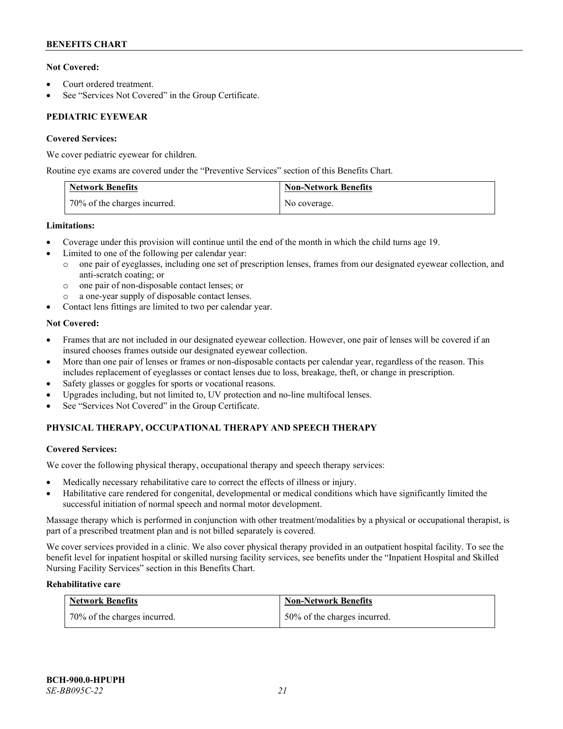**Not Covered:**

- Court ordered treatment.
- See "Services Not Covered" in the Group Certificate.

## PEDIATRIC EYEWEAR

**Covered Services:**

We cover pediatric eyewear for children.

Routine eye exams are covered under the "Preventive Services" section of this Benefits Chart.

| Network Benefits | Non-Network Benefits |
|---|---|
| 70% of the charges incurred. | No coverage. |

**Limitations:**

- Coverage under this provision will continue until the end of the month in which the child turns age 19.
- Limited to one of the following per calendar year:
  - one pair of eyeglasses, including one set of prescription lenses, frames from our designated eyewear collection, and anti-scratch coating; or
  - one pair of non-disposable contact lenses; or
  - a one-year supply of disposable contact lenses.
- Contact lens fittings are limited to two per calendar year.

**Not Covered:**

- Frames that are not included in our designated eyewear collection. However, one pair of lenses will be covered if an insured chooses frames outside our designated eyewear collection.
- More than one pair of lenses or frames or non-disposable contacts per calendar year, regardless of the reason. This includes replacement of eyeglasses or contact lenses due to loss, breakage, theft, or change in prescription.
- Safety glasses or goggles for sports or vocational reasons.
- Upgrades including, but not limited to, UV protection and no-line multifocal lenses.
- See "Services Not Covered" in the Group Certificate.

## PHYSICAL THERAPY, OCCUPATIONAL THERAPY AND SPEECH THERAPY

**Covered Services:**

We cover the following physical therapy, occupational therapy and speech therapy services:

- Medically necessary rehabilitative care to correct the effects of illness or injury.
- Habilitative care rendered for congenital, developmental or medical conditions which have significantly limited the successful initiation of normal speech and normal motor development.

Massage therapy which is performed in conjunction with other treatment/modalities by a physical or occupational therapist, is part of a prescribed treatment plan and is not billed separately is covered.

We cover services provided in a clinic. We also cover physical therapy provided in an outpatient hospital facility. To see the benefit level for inpatient hospital or skilled nursing facility services, see benefits under the "Inpatient Hospital and Skilled Nursing Facility Services" section in this Benefits Chart.

**Rehabilitative care**

| Network Benefits | Non-Network Benefits |
|---|---|
| 70% of the charges incurred. | 50% of the charges incurred. |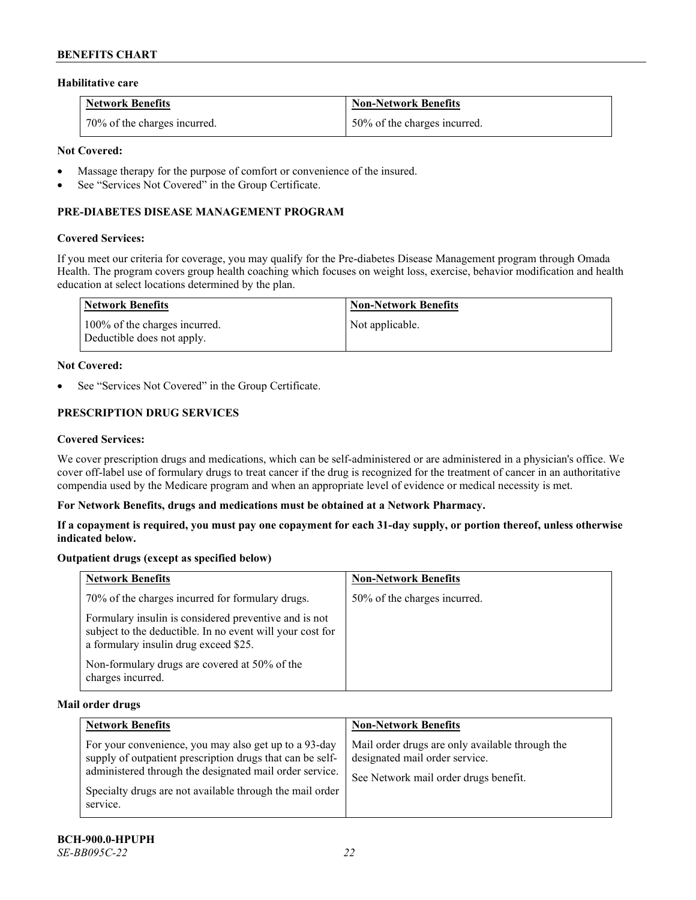### Habilitative care

| Network Benefits | Non-Network Benefits |
|---|---|
| 70% of the charges incurred. | 50% of the charges incurred. |

**Not Covered:**

- Massage therapy for the purpose of comfort or convenience of the insured.
- See "Services Not Covered" in the Group Certificate.

## PRE-DIABETES DISEASE MANAGEMENT PROGRAM

**Covered Services:**

If you meet our criteria for coverage, you may qualify for the Pre-diabetes Disease Management program through Omada Health. The program covers group health coaching which focuses on weight loss, exercise, behavior modification and health education at select locations determined by the plan.

| Network Benefits | Non-Network Benefits |
|---|---|
| 100% of the charges incurred. Deductible does not apply. | Not applicable. |

**Not Covered:**

- See "Services Not Covered" in the Group Certificate.

## PRESCRIPTION DRUG SERVICES

**Covered Services:**

We cover prescription drugs and medications, which can be self-administered or are administered in a physician's office. We cover off-label use of formulary drugs to treat cancer if the drug is recognized for the treatment of cancer in an authoritative compendia used by the Medicare program and when an appropriate level of evidence or medical necessity is met.

**For Network Benefits, drugs and medications must be obtained at a Network Pharmacy.**

**If a copayment is required, you must pay one copayment for each 31-day supply, or portion thereof, unless otherwise indicated below.**

### Outpatient drugs (except as specified below)

| Network Benefits | Non-Network Benefits |
|---|---|
| 70% of the charges incurred for formulary drugs.<br><br>Formulary insulin is considered preventive and is not subject to the deductible. In no event will your cost for a formulary insulin drug exceed $25.<br><br>Non-formulary drugs are covered at 50% of the charges incurred. | 50% of the charges incurred. |

### Mail order drugs

| Network Benefits | Non-Network Benefits |
|---|---|
| For your convenience, you may also get up to a 93-day supply of outpatient prescription drugs that can be self-administered through the designated mail order service.<br><br>Specialty drugs are not available through the mail order service. | Mail order drugs are only available through the designated mail order service.<br><br>See Network mail order drugs benefit. |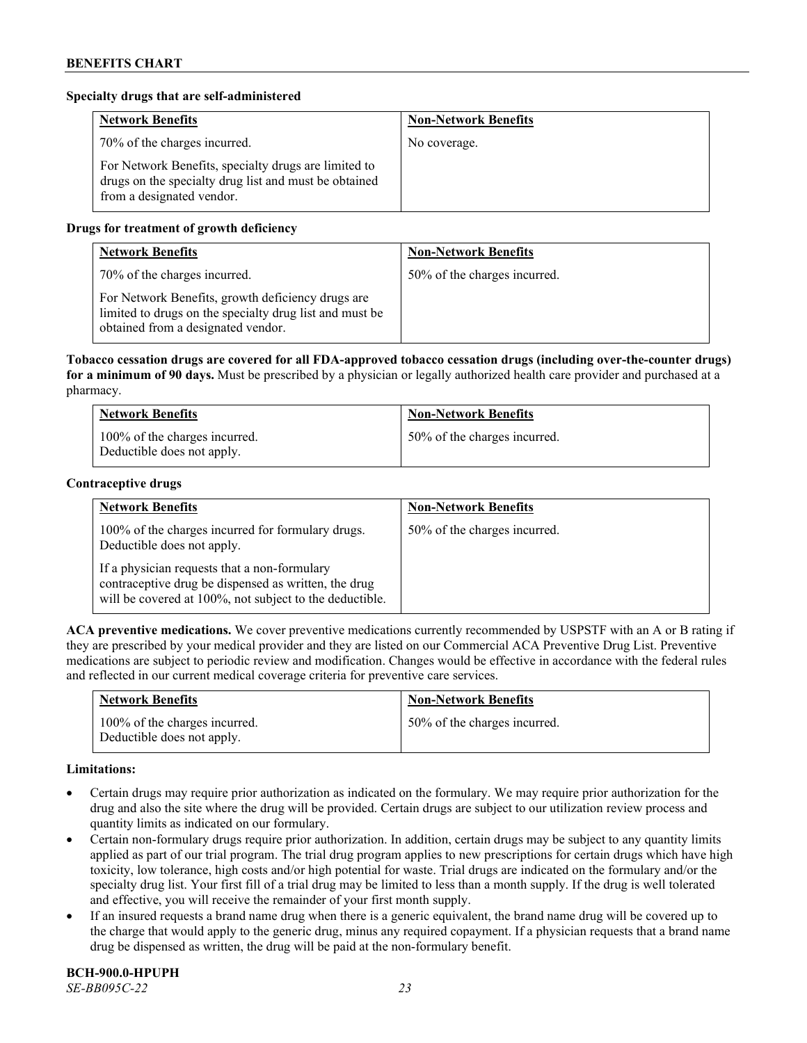**Specialty drugs that are self-administered**

| Network Benefits | Non-Network Benefits |
| --- | --- |
| 70% of the charges incurred.<br><br>For Network Benefits, specialty drugs are limited to drugs on the specialty drug list and must be obtained from a designated vendor. | No coverage. |

**Drugs for treatment of growth deficiency**

| Network Benefits | Non-Network Benefits |
| --- | --- |
| 70% of the charges incurred.<br><br>For Network Benefits, growth deficiency drugs are limited to drugs on the specialty drug list and must be obtained from a designated vendor. | 50% of the charges incurred. |

**Tobacco cessation drugs are covered for all FDA-approved tobacco cessation drugs (including over-the-counter drugs) for a minimum of 90 days.** Must be prescribed by a physician or legally authorized health care provider and purchased at a pharmacy.

| Network Benefits | Non-Network Benefits |
| --- | --- |
| 100% of the charges incurred.<br>Deductible does not apply. | 50% of the charges incurred. |

**Contraceptive drugs**

| Network Benefits | Non-Network Benefits |
| --- | --- |
| 100% of the charges incurred for formulary drugs. Deductible does not apply.<br><br>If a physician requests that a non-formulary contraceptive drug be dispensed as written, the drug will be covered at 100%, not subject to the deductible. | 50% of the charges incurred. |

**ACA preventive medications.** We cover preventive medications currently recommended by USPSTF with an A or B rating if they are prescribed by your medical provider and they are listed on our Commercial ACA Preventive Drug List. Preventive medications are subject to periodic review and modification. Changes would be effective in accordance with the federal rules and reflected in our current medical coverage criteria for preventive care services.

| Network Benefits | Non-Network Benefits |
| --- | --- |
| 100% of the charges incurred.<br>Deductible does not apply. | 50% of the charges incurred. |

**Limitations:**

- Certain drugs may require prior authorization as indicated on the formulary. We may require prior authorization for the drug and also the site where the drug will be provided. Certain drugs are subject to our utilization review process and quantity limits as indicated on our formulary.
- Certain non-formulary drugs require prior authorization. In addition, certain drugs may be subject to any quantity limits applied as part of our trial program. The trial drug program applies to new prescriptions for certain drugs which have high toxicity, low tolerance, high costs and/or high potential for waste. Trial drugs are indicated on the formulary and/or the specialty drug list. Your first fill of a trial drug may be limited to less than a month supply. If the drug is well tolerated and effective, you will receive the remainder of your first month supply.
- If an insured requests a brand name drug when there is a generic equivalent, the brand name drug will be covered up to the charge that would apply to the generic drug, minus any required copayment. If a physician requests that a brand name drug be dispensed as written, the drug will be paid at the non-formulary benefit.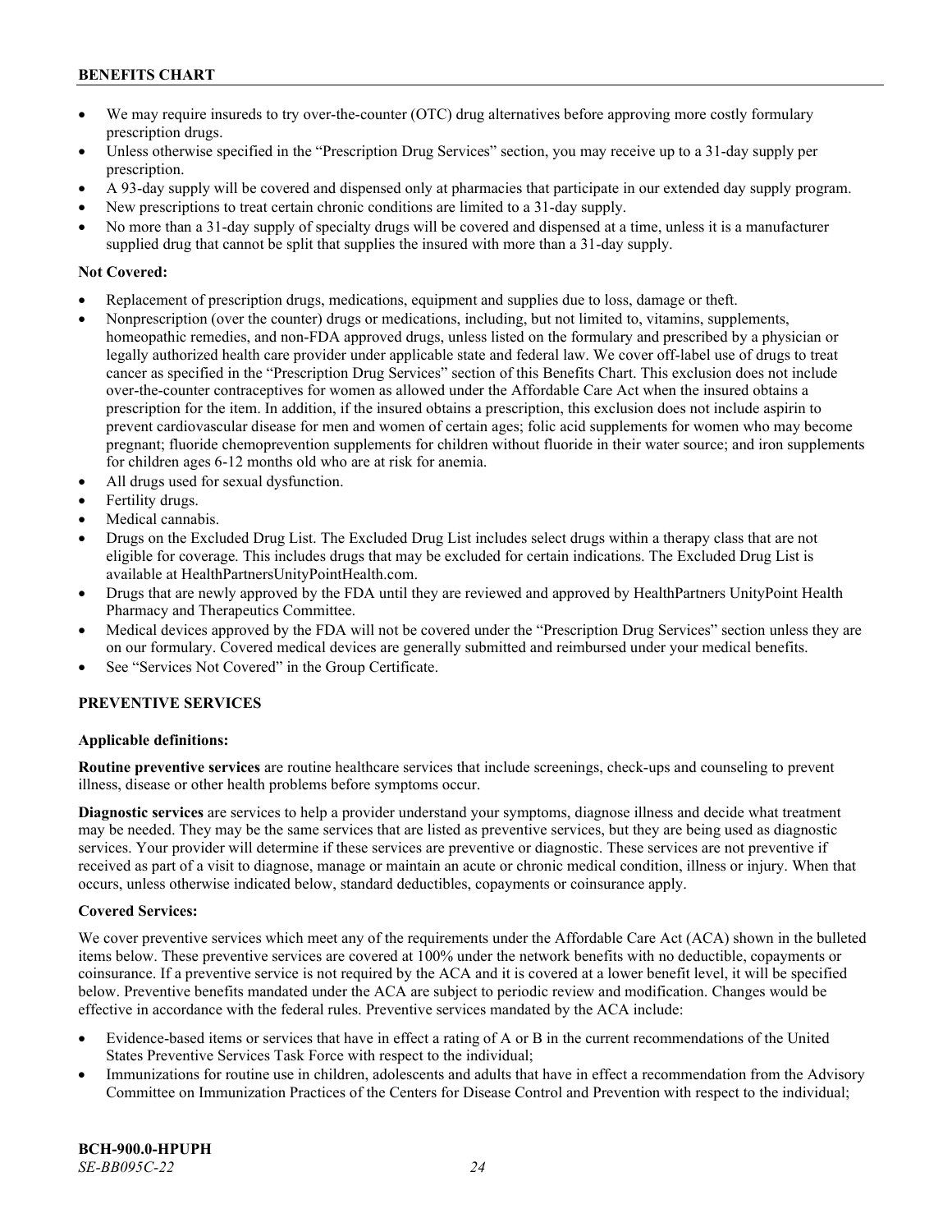- We may require insureds to try over-the-counter (OTC) drug alternatives before approving more costly formulary prescription drugs.
- Unless otherwise specified in the "Prescription Drug Services" section, you may receive up to a 31-day supply per prescription.
- A 93-day supply will be covered and dispensed only at pharmacies that participate in our extended day supply program.
- New prescriptions to treat certain chronic conditions are limited to a 31-day supply.
- No more than a 31-day supply of specialty drugs will be covered and dispensed at a time, unless it is a manufacturer supplied drug that cannot be split that supplies the insured with more than a 31-day supply.

**Not Covered:**

- Replacement of prescription drugs, medications, equipment and supplies due to loss, damage or theft.
- Nonprescription (over the counter) drugs or medications, including, but not limited to, vitamins, supplements, homeopathic remedies, and non-FDA approved drugs, unless listed on the formulary and prescribed by a physician or legally authorized health care provider under applicable state and federal law. We cover off-label use of drugs to treat cancer as specified in the "Prescription Drug Services" section of this Benefits Chart. This exclusion does not include over-the-counter contraceptives for women as allowed under the Affordable Care Act when the insured obtains a prescription for the item. In addition, if the insured obtains a prescription, this exclusion does not include aspirin to prevent cardiovascular disease for men and women of certain ages; folic acid supplements for women who may become pregnant; fluoride chemoprevention supplements for children without fluoride in their water source; and iron supplements for children ages 6-12 months old who are at risk for anemia.
- All drugs used for sexual dysfunction.
- Fertility drugs.
- Medical cannabis.
- Drugs on the Excluded Drug List. The Excluded Drug List includes select drugs within a therapy class that are not eligible for coverage. This includes drugs that may be excluded for certain indications. The Excluded Drug List is available at HealthPartnersUnityPointHealth.com.
- Drugs that are newly approved by the FDA until they are reviewed and approved by HealthPartners UnityPoint Health Pharmacy and Therapeutics Committee.
- Medical devices approved by the FDA will not be covered under the "Prescription Drug Services" section unless they are on our formulary. Covered medical devices are generally submitted and reimbursed under your medical benefits.
- See "Services Not Covered" in the Group Certificate.

## PREVENTIVE SERVICES

**Applicable definitions:**

**Routine preventive services** are routine healthcare services that include screenings, check-ups and counseling to prevent illness, disease or other health problems before symptoms occur.

**Diagnostic services** are services to help a provider understand your symptoms, diagnose illness and decide what treatment may be needed. They may be the same services that are listed as preventive services, but they are being used as diagnostic services. Your provider will determine if these services are preventive or diagnostic. These services are not preventive if received as part of a visit to diagnose, manage or maintain an acute or chronic medical condition, illness or injury. When that occurs, unless otherwise indicated below, standard deductibles, copayments or coinsurance apply.

**Covered Services:**

We cover preventive services which meet any of the requirements under the Affordable Care Act (ACA) shown in the bulleted items below. These preventive services are covered at 100% under the network benefits with no deductible, copayments or coinsurance. If a preventive service is not required by the ACA and it is covered at a lower benefit level, it will be specified below. Preventive benefits mandated under the ACA are subject to periodic review and modification. Changes would be effective in accordance with the federal rules. Preventive services mandated by the ACA include:

- Evidence-based items or services that have in effect a rating of A or B in the current recommendations of the United States Preventive Services Task Force with respect to the individual;
- Immunizations for routine use in children, adolescents and adults that have in effect a recommendation from the Advisory Committee on Immunization Practices of the Centers for Disease Control and Prevention with respect to the individual;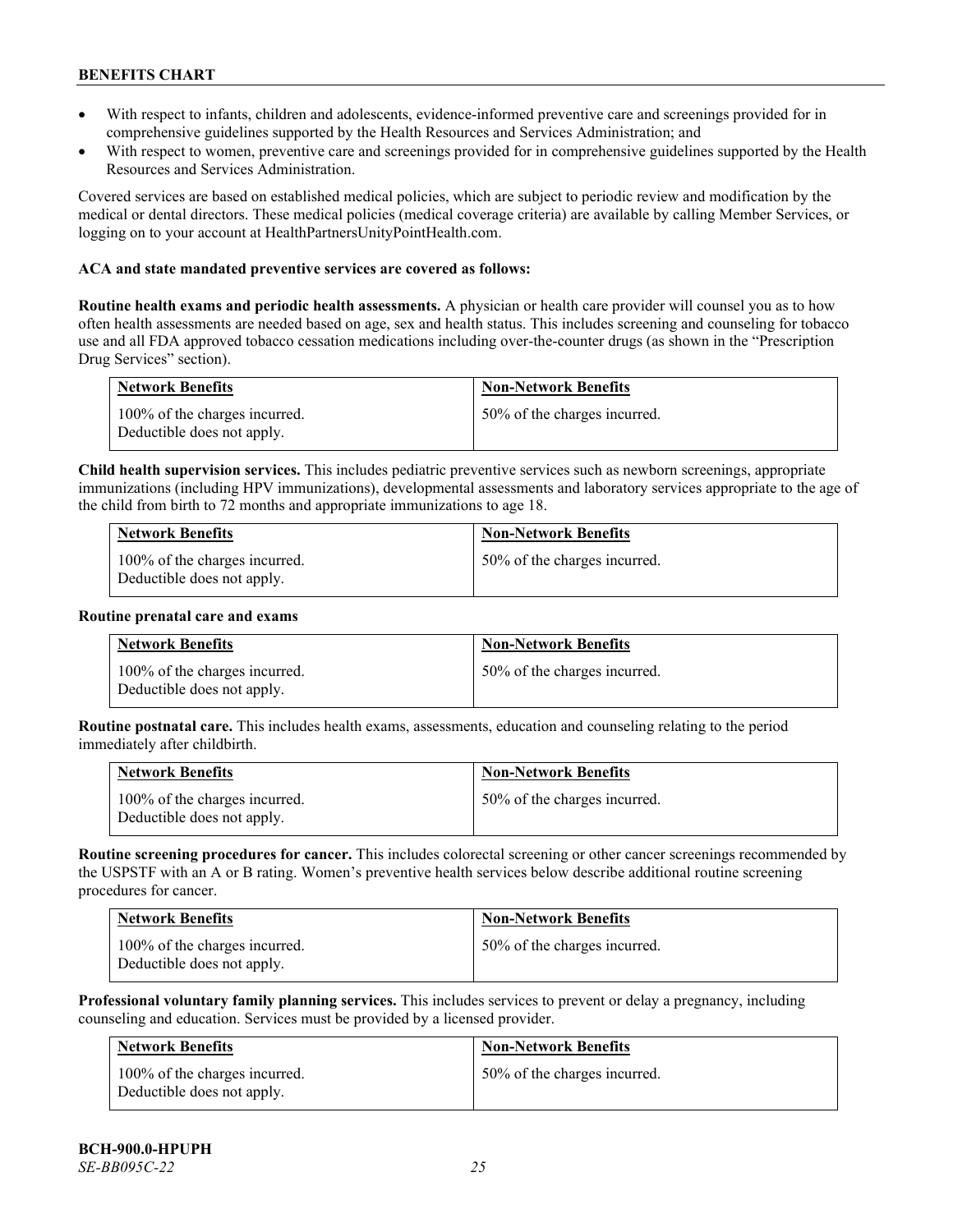- With respect to infants, children and adolescents, evidence-informed preventive care and screenings provided for in comprehensive guidelines supported by the Health Resources and Services Administration; and
- With respect to women, preventive care and screenings provided for in comprehensive guidelines supported by the Health Resources and Services Administration.

Covered services are based on established medical policies, which are subject to periodic review and modification by the medical or dental directors. These medical policies (medical coverage criteria) are available by calling Member Services, or logging on to your account at HealthPartnersUnityPointHealth.com.

**ACA and state mandated preventive services are covered as follows:**

**Routine health exams and periodic health assessments.** A physician or health care provider will counsel you as to how often health assessments are needed based on age, sex and health status. This includes screening and counseling for tobacco use and all FDA approved tobacco cessation medications including over-the-counter drugs (as shown in the "Prescription Drug Services" section).

| Network Benefits | Non-Network Benefits |
|---|---|
| 100% of the charges incurred. Deductible does not apply. | 50% of the charges incurred. |

**Child health supervision services.** This includes pediatric preventive services such as newborn screenings, appropriate immunizations (including HPV immunizations), developmental assessments and laboratory services appropriate to the age of the child from birth to 72 months and appropriate immunizations to age 18.

| Network Benefits | Non-Network Benefits |
|---|---|
| 100% of the charges incurred. Deductible does not apply. | 50% of the charges incurred. |

**Routine prenatal care and exams**

| Network Benefits | Non-Network Benefits |
|---|---|
| 100% of the charges incurred. Deductible does not apply. | 50% of the charges incurred. |

**Routine postnatal care.** This includes health exams, assessments, education and counseling relating to the period immediately after childbirth.

| Network Benefits | Non-Network Benefits |
|---|---|
| 100% of the charges incurred. Deductible does not apply. | 50% of the charges incurred. |

**Routine screening procedures for cancer.** This includes colorectal screening or other cancer screenings recommended by the USPSTF with an A or B rating. Women's preventive health services below describe additional routine screening procedures for cancer.

| Network Benefits | Non-Network Benefits |
|---|---|
| 100% of the charges incurred. Deductible does not apply. | 50% of the charges incurred. |

**Professional voluntary family planning services.** This includes services to prevent or delay a pregnancy, including counseling and education. Services must be provided by a licensed provider.

| Network Benefits | Non-Network Benefits |
|---|---|
| 100% of the charges incurred. Deductible does not apply. | 50% of the charges incurred. |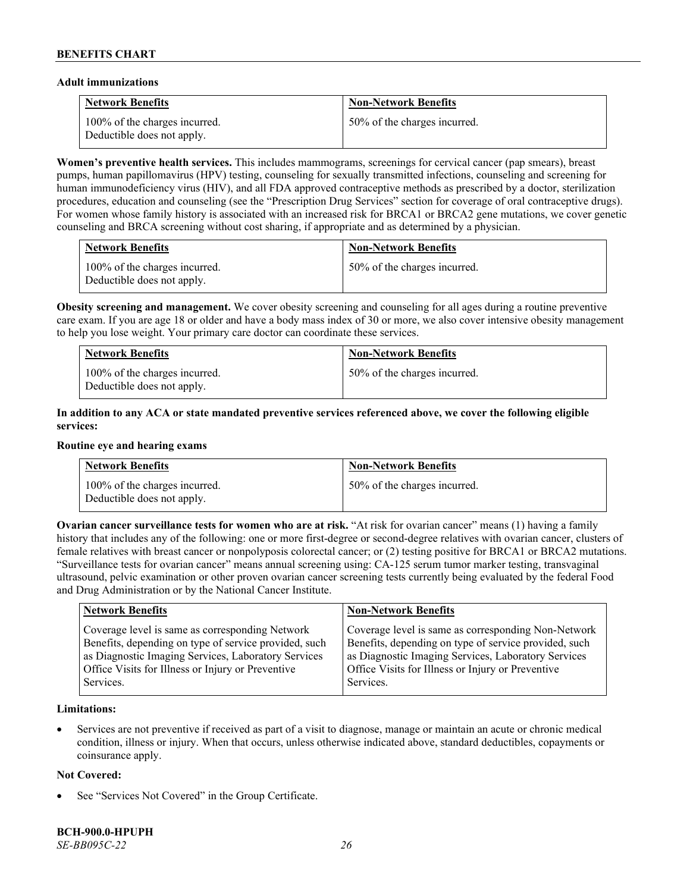**Adult immunizations**

| Network Benefits | Non-Network Benefits |
| --- | --- |
| 100% of the charges incurred. Deductible does not apply. | 50% of the charges incurred. |

**Women's preventive health services.** This includes mammograms, screenings for cervical cancer (pap smears), breast pumps, human papillomavirus (HPV) testing, counseling for sexually transmitted infections, counseling and screening for human immunodeficiency virus (HIV), and all FDA approved contraceptive methods as prescribed by a doctor, sterilization procedures, education and counseling (see the "Prescription Drug Services" section for coverage of oral contraceptive drugs). For women whose family history is associated with an increased risk for BRCA1 or BRCA2 gene mutations, we cover genetic counseling and BRCA screening without cost sharing, if appropriate and as determined by a physician.

| Network Benefits | Non-Network Benefits |
| --- | --- |
| 100% of the charges incurred. Deductible does not apply. | 50% of the charges incurred. |

**Obesity screening and management.** We cover obesity screening and counseling for all ages during a routine preventive care exam. If you are age 18 or older and have a body mass index of 30 or more, we also cover intensive obesity management to help you lose weight. Your primary care doctor can coordinate these services.

| Network Benefits | Non-Network Benefits |
| --- | --- |
| 100% of the charges incurred. Deductible does not apply. | 50% of the charges incurred. |

**In addition to any ACA or state mandated preventive services referenced above, we cover the following eligible services:**

**Routine eye and hearing exams**

| Network Benefits | Non-Network Benefits |
| --- | --- |
| 100% of the charges incurred. Deductible does not apply. | 50% of the charges incurred. |

**Ovarian cancer surveillance tests for women who are at risk.** "At risk for ovarian cancer" means (1) having a family history that includes any of the following: one or more first-degree or second-degree relatives with ovarian cancer, clusters of female relatives with breast cancer or nonpolyposis colorectal cancer; or (2) testing positive for BRCA1 or BRCA2 mutations. "Surveillance tests for ovarian cancer" means annual screening using: CA-125 serum tumor marker testing, transvaginal ultrasound, pelvic examination or other proven ovarian cancer screening tests currently being evaluated by the federal Food and Drug Administration or by the National Cancer Institute.

| Network Benefits | Non-Network Benefits |
| --- | --- |
| Coverage level is same as corresponding Network Benefits, depending on type of service provided, such as Diagnostic Imaging Services, Laboratory Services Office Visits for Illness or Injury or Preventive Services. | Coverage level is same as corresponding Non-Network Benefits, depending on type of service provided, such as Diagnostic Imaging Services, Laboratory Services Office Visits for Illness or Injury or Preventive Services. |

**Limitations:**

- Services are not preventive if received as part of a visit to diagnose, manage or maintain an acute or chronic medical condition, illness or injury. When that occurs, unless otherwise indicated above, standard deductibles, copayments or coinsurance apply.

**Not Covered:**

- See "Services Not Covered" in the Group Certificate.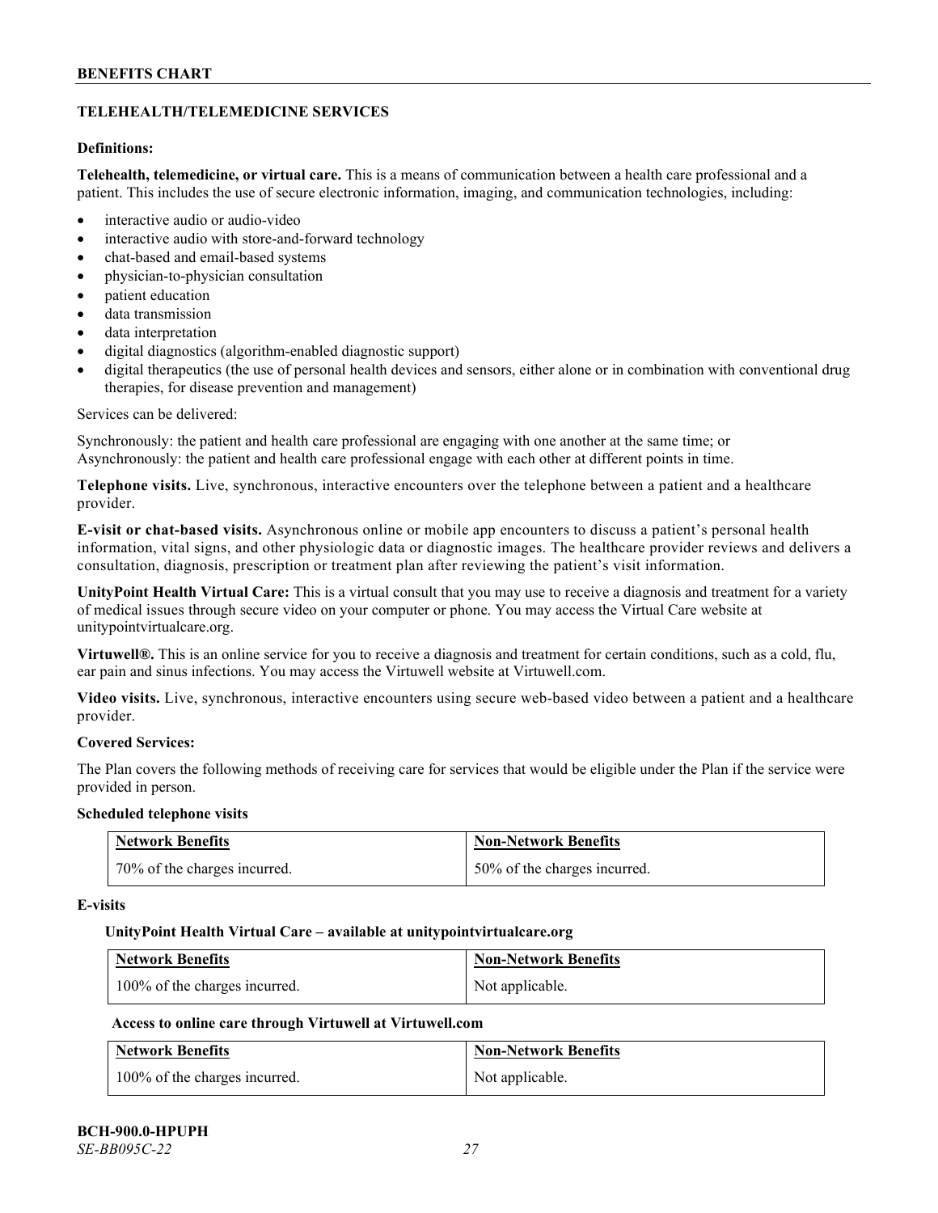## TELEHEALTH/TELEMEDICINE SERVICES

**Definitions:**

**Telehealth, telemedicine, or virtual care.** This is a means of communication between a health care professional and a patient. This includes the use of secure electronic information, imaging, and communication technologies, including:

- interactive audio or audio-video
- interactive audio with store-and-forward technology
- chat-based and email-based systems
- physician-to-physician consultation
- patient education
- data transmission
- data interpretation
- digital diagnostics (algorithm-enabled diagnostic support)
- digital therapeutics (the use of personal health devices and sensors, either alone or in combination with conventional drug therapies, for disease prevention and management)

Services can be delivered:

Synchronously: the patient and health care professional are engaging with one another at the same time; or
Asynchronously: the patient and health care professional engage with each other at different points in time.

**Telephone visits.** Live, synchronous, interactive encounters over the telephone between a patient and a healthcare provider.

**E-visit or chat-based visits.** Asynchronous online or mobile app encounters to discuss a patient's personal health information, vital signs, and other physiologic data or diagnostic images. The healthcare provider reviews and delivers a consultation, diagnosis, prescription or treatment plan after reviewing the patient's visit information.

**UnityPoint Health Virtual Care:** This is a virtual consult that you may use to receive a diagnosis and treatment for a variety of medical issues through secure video on your computer or phone. You may access the Virtual Care website at unitypointvirtualcare.org.

**Virtuwell®.** This is an online service for you to receive a diagnosis and treatment for certain conditions, such as a cold, flu, ear pain and sinus infections. You may access the Virtuwell website at Virtuwell.com.

**Video visits.** Live, synchronous, interactive encounters using secure web-based video between a patient and a healthcare provider.

**Covered Services:**

The Plan covers the following methods of receiving care for services that would be eligible under the Plan if the service were provided in person.

**Scheduled telephone visits**

| Network Benefits | Non-Network Benefits |
|---|---|
| 70% of the charges incurred. | 50% of the charges incurred. |

**E-visits**

**UnityPoint Health Virtual Care – available at unitypointvirtualcare.org**

| Network Benefits | Non-Network Benefits |
|---|---|
| 100% of the charges incurred. | Not applicable. |

**Access to online care through Virtuwell at Virtuwell.com**

| Network Benefits | Non-Network Benefits |
|---|---|
| 100% of the charges incurred. | Not applicable. |

**BCH-900.0-HPUPH**
*SE-BB095C-22*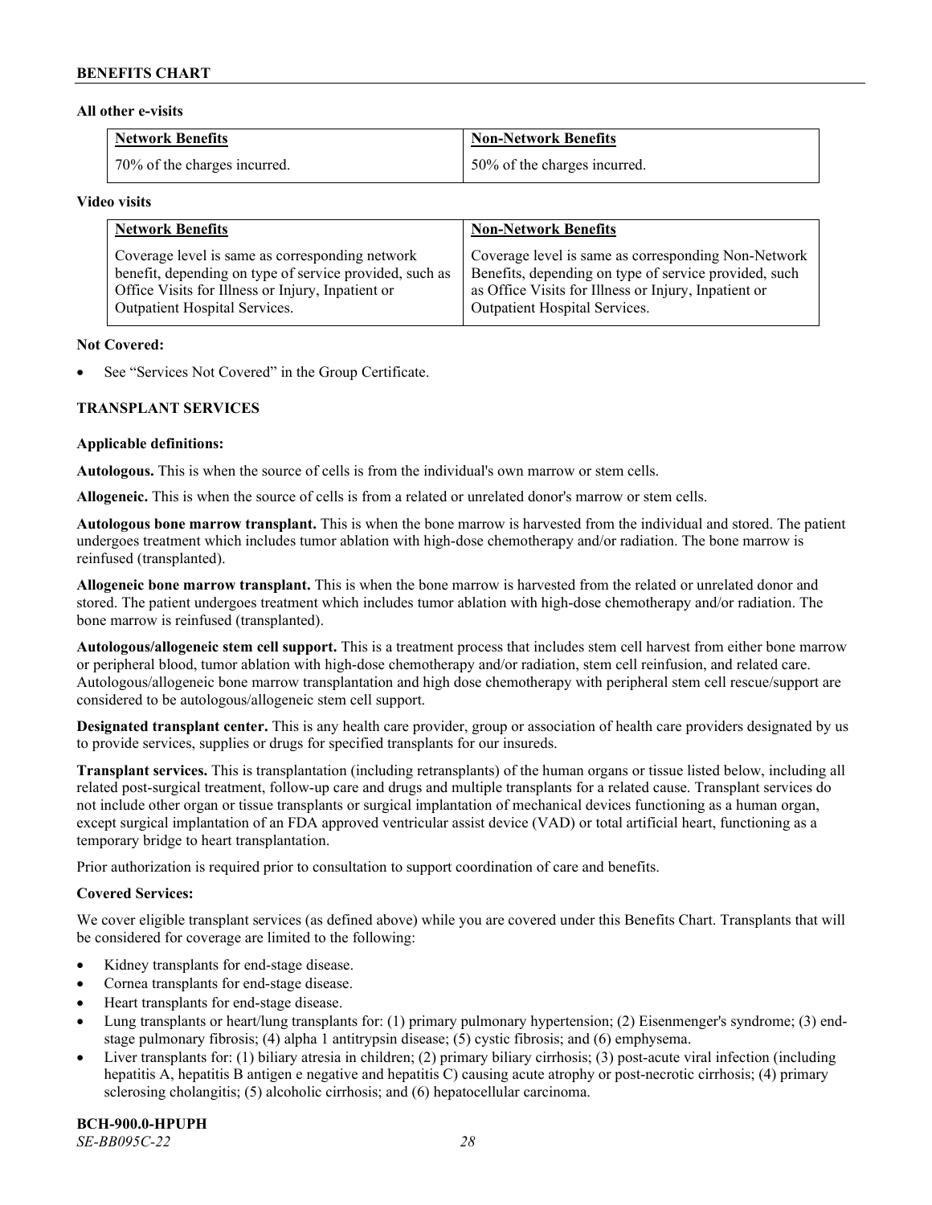**All other e-visits**

| Network Benefits | Non-Network Benefits |
| --- | --- |
| 70% of the charges incurred. | 50% of the charges incurred. |

**Video visits**

| Network Benefits | Non-Network Benefits |
| --- | --- |
| Coverage level is same as corresponding network benefit, depending on type of service provided, such as Office Visits for Illness or Injury, Inpatient or Outpatient Hospital Services. | Coverage level is same as corresponding Non-Network Benefits, depending on type of service provided, such as Office Visits for Illness or Injury, Inpatient or Outpatient Hospital Services. |

**Not Covered:**

- See "Services Not Covered" in the Group Certificate.

## TRANSPLANT SERVICES

**Applicable definitions:**

**Autologous.** This is when the source of cells is from the individual's own marrow or stem cells.

**Allogeneic.** This is when the source of cells is from a related or unrelated donor's marrow or stem cells.

**Autologous bone marrow transplant.** This is when the bone marrow is harvested from the individual and stored. The patient undergoes treatment which includes tumor ablation with high-dose chemotherapy and/or radiation. The bone marrow is reinfused (transplanted).

**Allogeneic bone marrow transplant.** This is when the bone marrow is harvested from the related or unrelated donor and stored. The patient undergoes treatment which includes tumor ablation with high-dose chemotherapy and/or radiation. The bone marrow is reinfused (transplanted).

**Autologous/allogeneic stem cell support.** This is a treatment process that includes stem cell harvest from either bone marrow or peripheral blood, tumor ablation with high-dose chemotherapy and/or radiation, stem cell reinfusion, and related care. Autologous/allogeneic bone marrow transplantation and high dose chemotherapy with peripheral stem cell rescue/support are considered to be autologous/allogeneic stem cell support.

**Designated transplant center.** This is any health care provider, group or association of health care providers designated by us to provide services, supplies or drugs for specified transplants for our insureds.

**Transplant services.** This is transplantation (including retransplants) of the human organs or tissue listed below, including all related post-surgical treatment, follow-up care and drugs and multiple transplants for a related cause. Transplant services do not include other organ or tissue transplants or surgical implantation of mechanical devices functioning as a human organ, except surgical implantation of an FDA approved ventricular assist device (VAD) or total artificial heart, functioning as a temporary bridge to heart transplantation.

Prior authorization is required prior to consultation to support coordination of care and benefits.

**Covered Services:**

We cover eligible transplant services (as defined above) while you are covered under this Benefits Chart. Transplants that will be considered for coverage are limited to the following:

- Kidney transplants for end-stage disease.
- Cornea transplants for end-stage disease.
- Heart transplants for end-stage disease.
- Lung transplants or heart/lung transplants for: (1) primary pulmonary hypertension; (2) Eisenmenger's syndrome; (3) end-stage pulmonary fibrosis; (4) alpha 1 antitrypsin disease; (5) cystic fibrosis; and (6) emphysema.
- Liver transplants for: (1) biliary atresia in children; (2) primary biliary cirrhosis; (3) post-acute viral infection (including hepatitis A, hepatitis B antigen e negative and hepatitis C) causing acute atrophy or post-necrotic cirrhosis; (4) primary sclerosing cholangitis; (5) alcoholic cirrhosis; and (6) hepatocellular carcinoma.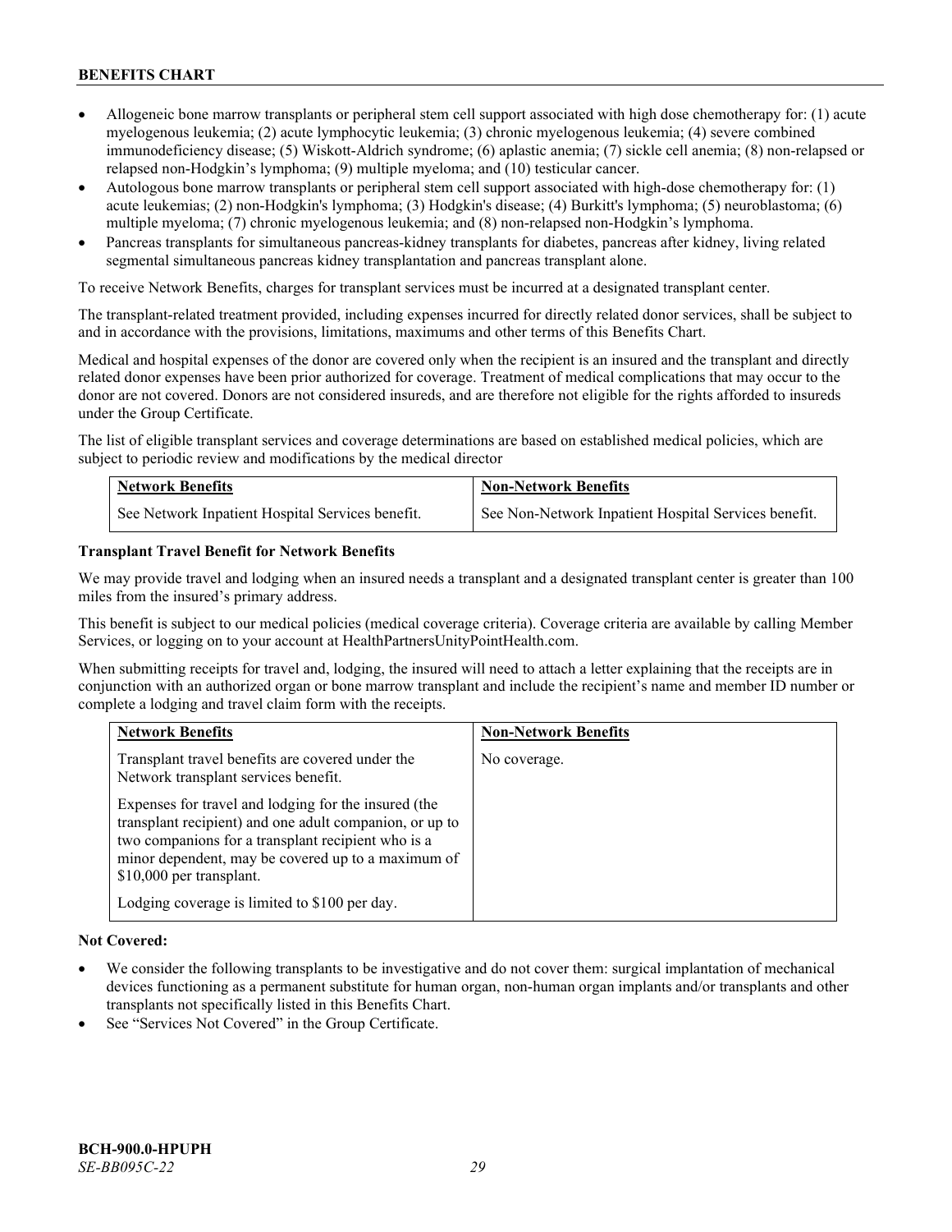- Allogeneic bone marrow transplants or peripheral stem cell support associated with high dose chemotherapy for: (1) acute myelogenous leukemia; (2) acute lymphocytic leukemia; (3) chronic myelogenous leukemia; (4) severe combined immunodeficiency disease; (5) Wiskott-Aldrich syndrome; (6) aplastic anemia; (7) sickle cell anemia; (8) non-relapsed or relapsed non-Hodgkin's lymphoma; (9) multiple myeloma; and (10) testicular cancer.
- Autologous bone marrow transplants or peripheral stem cell support associated with high-dose chemotherapy for: (1) acute leukemias; (2) non-Hodgkin's lymphoma; (3) Hodgkin's disease; (4) Burkitt's lymphoma; (5) neuroblastoma; (6) multiple myeloma; (7) chronic myelogenous leukemia; and (8) non-relapsed non-Hodgkin's lymphoma.
- Pancreas transplants for simultaneous pancreas-kidney transplants for diabetes, pancreas after kidney, living related segmental simultaneous pancreas kidney transplantation and pancreas transplant alone.

To receive Network Benefits, charges for transplant services must be incurred at a designated transplant center.

The transplant-related treatment provided, including expenses incurred for directly related donor services, shall be subject to and in accordance with the provisions, limitations, maximums and other terms of this Benefits Chart.

Medical and hospital expenses of the donor are covered only when the recipient is an insured and the transplant and directly related donor expenses have been prior authorized for coverage. Treatment of medical complications that may occur to the donor are not covered. Donors are not considered insureds, and are therefore not eligible for the rights afforded to insureds under the Group Certificate.

The list of eligible transplant services and coverage determinations are based on established medical policies, which are subject to periodic review and modifications by the medical director

| Network Benefits | Non-Network Benefits |
| --- | --- |
| See Network Inpatient Hospital Services benefit. | See Non-Network Inpatient Hospital Services benefit. |

**Transplant Travel Benefit for Network Benefits**

We may provide travel and lodging when an insured needs a transplant and a designated transplant center is greater than 100 miles from the insured's primary address.

This benefit is subject to our medical policies (medical coverage criteria). Coverage criteria are available by calling Member Services, or logging on to your account at HealthPartnersUnityPointHealth.com.

When submitting receipts for travel and, lodging, the insured will need to attach a letter explaining that the receipts are in conjunction with an authorized organ or bone marrow transplant and include the recipient's name and member ID number or complete a lodging and travel claim form with the receipts.

| Network Benefits | Non-Network Benefits |
| --- | --- |
| Transplant travel benefits are covered under the Network transplant services benefit.<br><br>Expenses for travel and lodging for the insured (the transplant recipient) and one adult companion, or up to two companions for a transplant recipient who is a minor dependent, may be covered up to a maximum of $10,000 per transplant.<br><br>Lodging coverage is limited to $100 per day. | No coverage. |

**Not Covered:**

- We consider the following transplants to be investigative and do not cover them: surgical implantation of mechanical devices functioning as a permanent substitute for human organ, non-human organ implants and/or transplants and other transplants not specifically listed in this Benefits Chart.
- See "Services Not Covered" in the Group Certificate.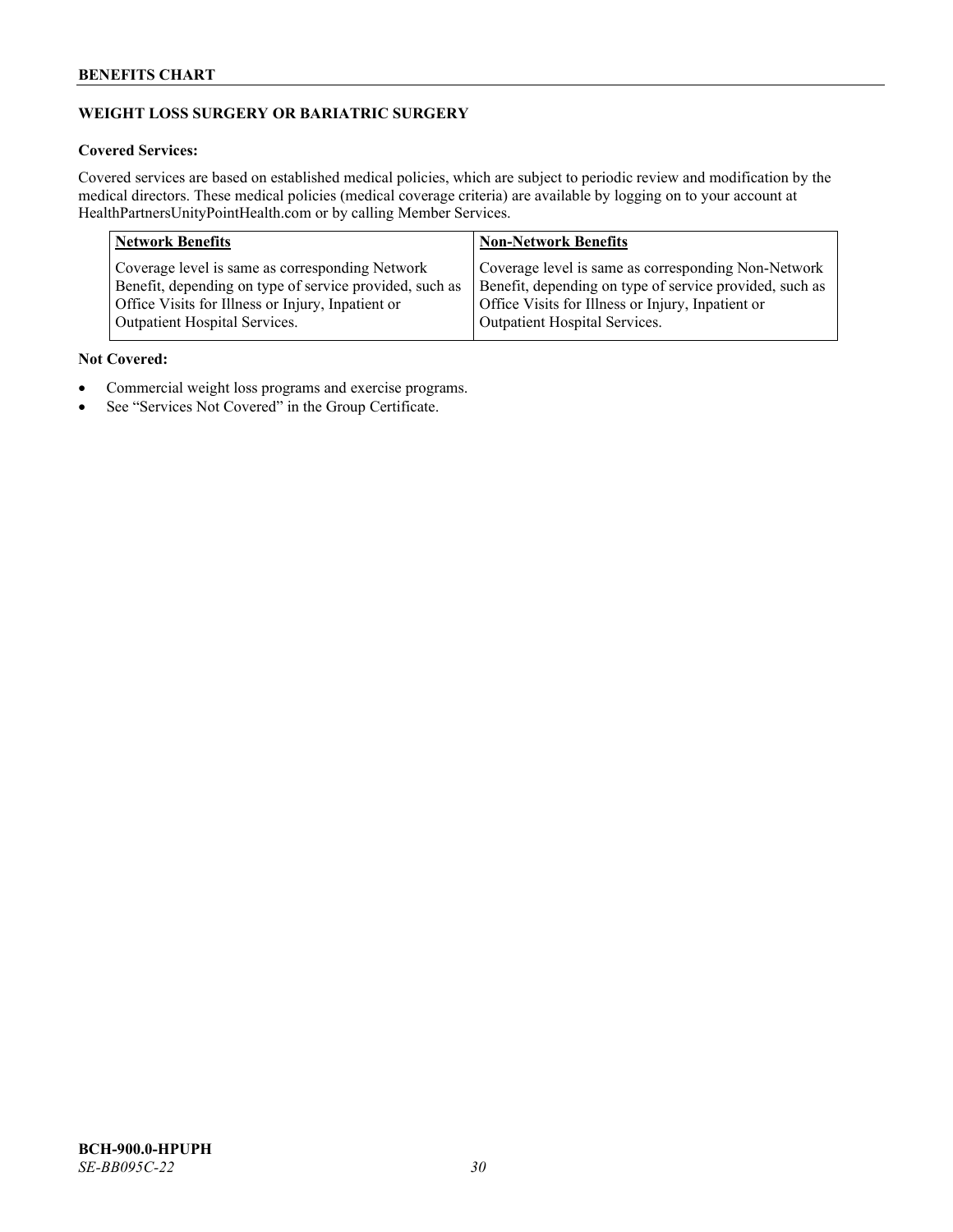## WEIGHT LOSS SURGERY OR BARIATRIC SURGERY

**Covered Services:**

Covered services are based on established medical policies, which are subject to periodic review and modification by the medical directors. These medical policies (medical coverage criteria) are available by logging on to your account at HealthPartnersUnityPointHealth.com or by calling Member Services.

| <u>**Network Benefits**</u> | <u>**Non-Network Benefits**</u> |
|---|---|
| Coverage level is same as corresponding Network Benefit, depending on type of service provided, such as Office Visits for Illness or Injury, Inpatient or Outpatient Hospital Services. | Coverage level is same as corresponding Non-Network Benefit, depending on type of service provided, such as Office Visits for Illness or Injury, Inpatient or Outpatient Hospital Services. |

**Not Covered:**

- Commercial weight loss programs and exercise programs.
- See "Services Not Covered" in the Group Certificate.

**BCH-900.0-HPUPH**
*SE-BB095C-22*